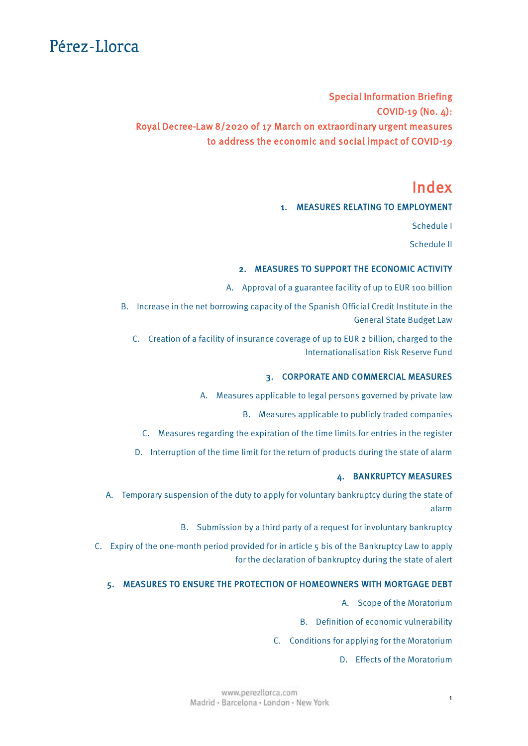Pérez-Llorca

**Special Information Briefing**
**COVID-19 (No. 4):**
**Royal Decree-Law 8/2020 of 17 March on extraordinary urgent measures to address the economic and social impact of COVID-19**

# Index

1. MEASURES RELATING TO EMPLOYMENT
   - Schedule I
   - Schedule II

2. MEASURES TO SUPPORT THE ECONOMIC ACTIVITY
   - A. Approval of a guarantee facility of up to EUR 100 billion
   - B. Increase in the net borrowing capacity of the Spanish Official Credit Institute in the General State Budget Law
   - C. Creation of a facility of insurance coverage of up to EUR 2 billion, charged to the Internationalisation Risk Reserve Fund

3. CORPORATE AND COMMERCIAL MEASURES
   - A. Measures applicable to legal persons governed by private law
   - B. Measures applicable to publicly traded companies
   - C. Measures regarding the expiration of the time limits for entries in the register
   - D. Interruption of the time limit for the return of products during the state of alarm

4. BANKRUPTCY MEASURES
   - A. Temporary suspension of the duty to apply for voluntary bankruptcy during the state of alarm
   - B. Submission by a third party of a request for involuntary bankruptcy
   - C. Expiry of the one-month period provided for in article 5 bis of the Bankruptcy Law to apply for the declaration of bankruptcy during the state of alert

5. MEASURES TO ENSURE THE PROTECTION OF HOMEOWNERS WITH MORTGAGE DEBT
   - A. Scope of the Moratorium
   - B. Definition of economic vulnerability
   - C. Conditions for applying for the Moratorium
   - D. Effects of the Moratorium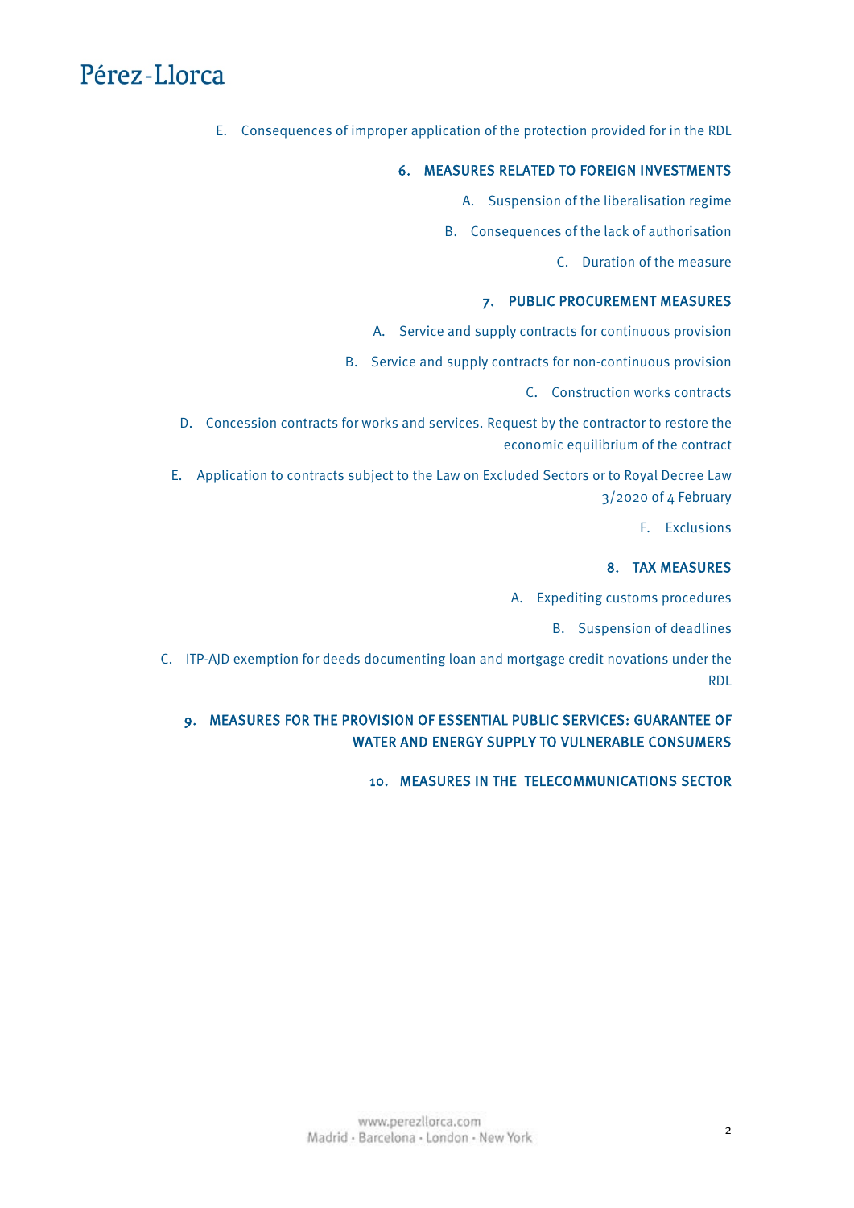E. Consequences of improper application of the protection provided for in the RDL

6. MEASURES RELATED TO FOREIGN INVESTMENTS

A. Suspension of the liberalisation regime

B. Consequences of the lack of authorisation

C. Duration of the measure

7. PUBLIC PROCUREMENT MEASURES

A. Service and supply contracts for continuous provision

B. Service and supply contracts for non-continuous provision

C. Construction works contracts

D. Concession contracts for works and services. Request by the contractor to restore the economic equilibrium of the contract

E. Application to contracts subject to the Law on Excluded Sectors or to Royal Decree Law 3/2020 of 4 February

F. Exclusions

8. TAX MEASURES

A. Expediting customs procedures

B. Suspension of deadlines

C. ITP-AJD exemption for deeds documenting loan and mortgage credit novations under the RDL

9. MEASURES FOR THE PROVISION OF ESSENTIAL PUBLIC SERVICES: GUARANTEE OF WATER AND ENERGY SUPPLY TO VULNERABLE CONSUMERS

10. MEASURES IN THE TELECOMMUNICATIONS SECTOR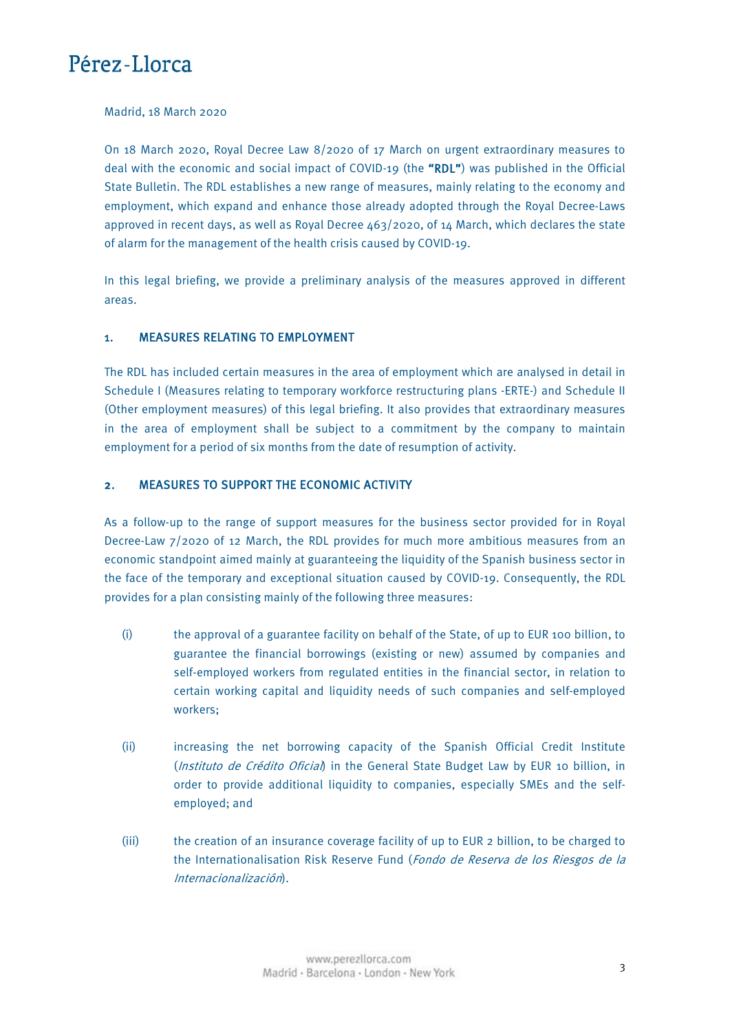Madrid, 18 March 2020

On 18 March 2020, Royal Decree Law 8/2020 of 17 March on urgent extraordinary measures to deal with the economic and social impact of COVID-19 (the **"RDL"**) was published in the Official State Bulletin. The RDL establishes a new range of measures, mainly relating to the economy and employment, which expand and enhance those already adopted through the Royal Decree-Laws approved in recent days, as well as Royal Decree 463/2020, of 14 March, which declares the state of alarm for the management of the health crisis caused by COVID-19.

In this legal briefing, we provide a preliminary analysis of the measures approved in different areas.

## 1. MEASURES RELATING TO EMPLOYMENT

The RDL has included certain measures in the area of employment which are analysed in detail in Schedule I (Measures relating to temporary workforce restructuring plans -ERTE-) and Schedule II (Other employment measures) of this legal briefing. It also provides that extraordinary measures in the area of employment shall be subject to a commitment by the company to maintain employment for a period of six months from the date of resumption of activity.

## 2. MEASURES TO SUPPORT THE ECONOMIC ACTIVITY

As a follow-up to the range of support measures for the business sector provided for in Royal Decree-Law 7/2020 of 12 March, the RDL provides for much more ambitious measures from an economic standpoint aimed mainly at guaranteeing the liquidity of the Spanish business sector in the face of the temporary and exceptional situation caused by COVID-19. Consequently, the RDL provides for a plan consisting mainly of the following three measures:

(i) the approval of a guarantee facility on behalf of the State, of up to EUR 100 billion, to guarantee the financial borrowings (existing or new) assumed by companies and self-employed workers from regulated entities in the financial sector, in relation to certain working capital and liquidity needs of such companies and self-employed workers;

(ii) increasing the net borrowing capacity of the Spanish Official Credit Institute (*Instituto de Crédito Oficial*) in the General State Budget Law by EUR 10 billion, in order to provide additional liquidity to companies, especially SMEs and the self-employed; and

(iii) the creation of an insurance coverage facility of up to EUR 2 billion, to be charged to the Internationalisation Risk Reserve Fund (*Fondo de Reserva de los Riesgos de la Internacionalización*).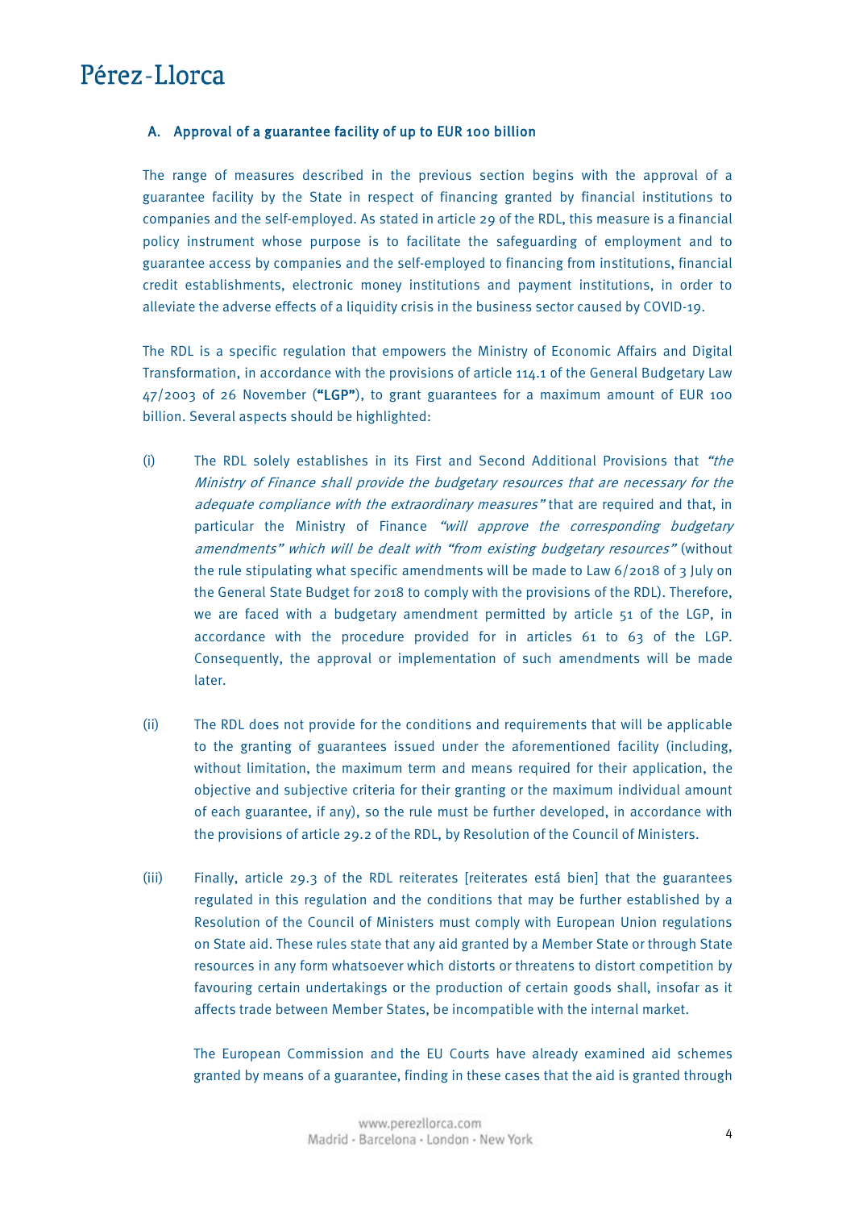### A. Approval of a guarantee facility of up to EUR 100 billion

The range of measures described in the previous section begins with the approval of a guarantee facility by the State in respect of financing granted by financial institutions to companies and the self-employed. As stated in article 29 of the RDL, this measure is a financial policy instrument whose purpose is to facilitate the safeguarding of employment and to guarantee access by companies and the self-employed to financing from institutions, financial credit establishments, electronic money institutions and payment institutions, in order to alleviate the adverse effects of a liquidity crisis in the business sector caused by COVID-19.

The RDL is a specific regulation that empowers the Ministry of Economic Affairs and Digital Transformation, in accordance with the provisions of article 114.1 of the General Budgetary Law 47/2003 of 26 November (**"LGP"**), to grant guarantees for a maximum amount of EUR 100 billion. Several aspects should be highlighted:

(i) The RDL solely establishes in its First and Second Additional Provisions that *"the Ministry of Finance shall provide the budgetary resources that are necessary for the adequate compliance with the extraordinary measures"* that are required and that, in particular the Ministry of Finance *"will approve the corresponding budgetary amendments" which will be dealt with "from existing budgetary resources"* (without the rule stipulating what specific amendments will be made to Law 6/2018 of 3 July on the General State Budget for 2018 to comply with the provisions of the RDL). Therefore, we are faced with a budgetary amendment permitted by article 51 of the LGP, in accordance with the procedure provided for in articles 61 to 63 of the LGP. Consequently, the approval or implementation of such amendments will be made later.

(ii) The RDL does not provide for the conditions and requirements that will be applicable to the granting of guarantees issued under the aforementioned facility (including, without limitation, the maximum term and means required for their application, the objective and subjective criteria for their granting or the maximum individual amount of each guarantee, if any), so the rule must be further developed, in accordance with the provisions of article 29.2 of the RDL, by Resolution of the Council of Ministers.

(iii) Finally, article 29.3 of the RDL reiterates [reiterates está bien] that the guarantees regulated in this regulation and the conditions that may be further established by a Resolution of the Council of Ministers must comply with European Union regulations on State aid. These rules state that any aid granted by a Member State or through State resources in any form whatsoever which distorts or threatens to distort competition by favouring certain undertakings or the production of certain goods shall, insofar as it affects trade between Member States, be incompatible with the internal market.

The European Commission and the EU Courts have already examined aid schemes granted by means of a guarantee, finding in these cases that the aid is granted through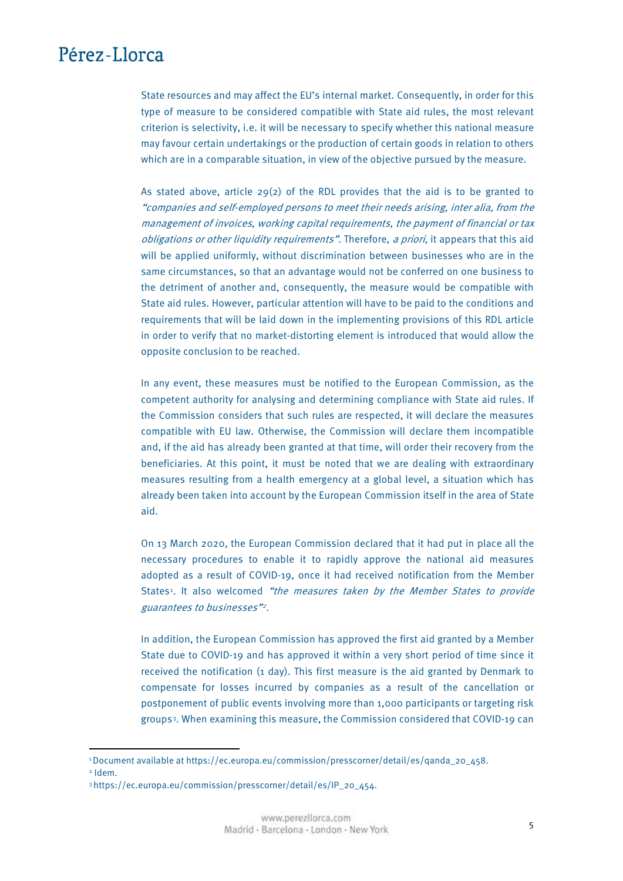State resources and may affect the EU's internal market. Consequently, in order for this type of measure to be considered compatible with State aid rules, the most relevant criterion is selectivity, i.e. it will be necessary to specify whether this national measure may favour certain undertakings or the production of certain goods in relation to others which are in a comparable situation, in view of the objective pursued by the measure.

As stated above, article 29(2) of the RDL provides that the aid is to be granted to *"companies and self-employed persons to meet their needs arising, inter alia, from the management of invoices, working capital requirements, the payment of financial or tax obligations or other liquidity requirements"*. Therefore, *a priori*, it appears that this aid will be applied uniformly, without discrimination between businesses who are in the same circumstances, so that an advantage would not be conferred on one business to the detriment of another and, consequently, the measure would be compatible with State aid rules. However, particular attention will have to be paid to the conditions and requirements that will be laid down in the implementing provisions of this RDL article in order to verify that no market-distorting element is introduced that would allow the opposite conclusion to be reached.

In any event, these measures must be notified to the European Commission, as the competent authority for analysing and determining compliance with State aid rules. If the Commission considers that such rules are respected, it will declare the measures compatible with EU law. Otherwise, the Commission will declare them incompatible and, if the aid has already been granted at that time, will order their recovery from the beneficiaries. At this point, it must be noted that we are dealing with extraordinary measures resulting from a health emergency at a global level, a situation which has already been taken into account by the European Commission itself in the area of State aid.

On 13 March 2020, the European Commission declared that it had put in place all the necessary procedures to enable it to rapidly approve the national aid measures adopted as a result of COVID-19, once it had received notification from the Member States[1]. It also welcomed *"the measures taken by the Member States to provide guarantees to businesses"*[2].

In addition, the European Commission has approved the first aid granted by a Member State due to COVID-19 and has approved it within a very short period of time since it received the notification (1 day). This first measure is the aid granted by Denmark to compensate for losses incurred by companies as a result of the cancellation or postponement of public events involving more than 1,000 participants or targeting risk groups[3]. When examining this measure, the Commission considered that COVID-19 can

---

[1] Document available at https://ec.europa.eu/commission/presscorner/detail/es/qanda_20_458.

[2] Idem.

[3] https://ec.europa.eu/commission/presscorner/detail/es/IP_20_454.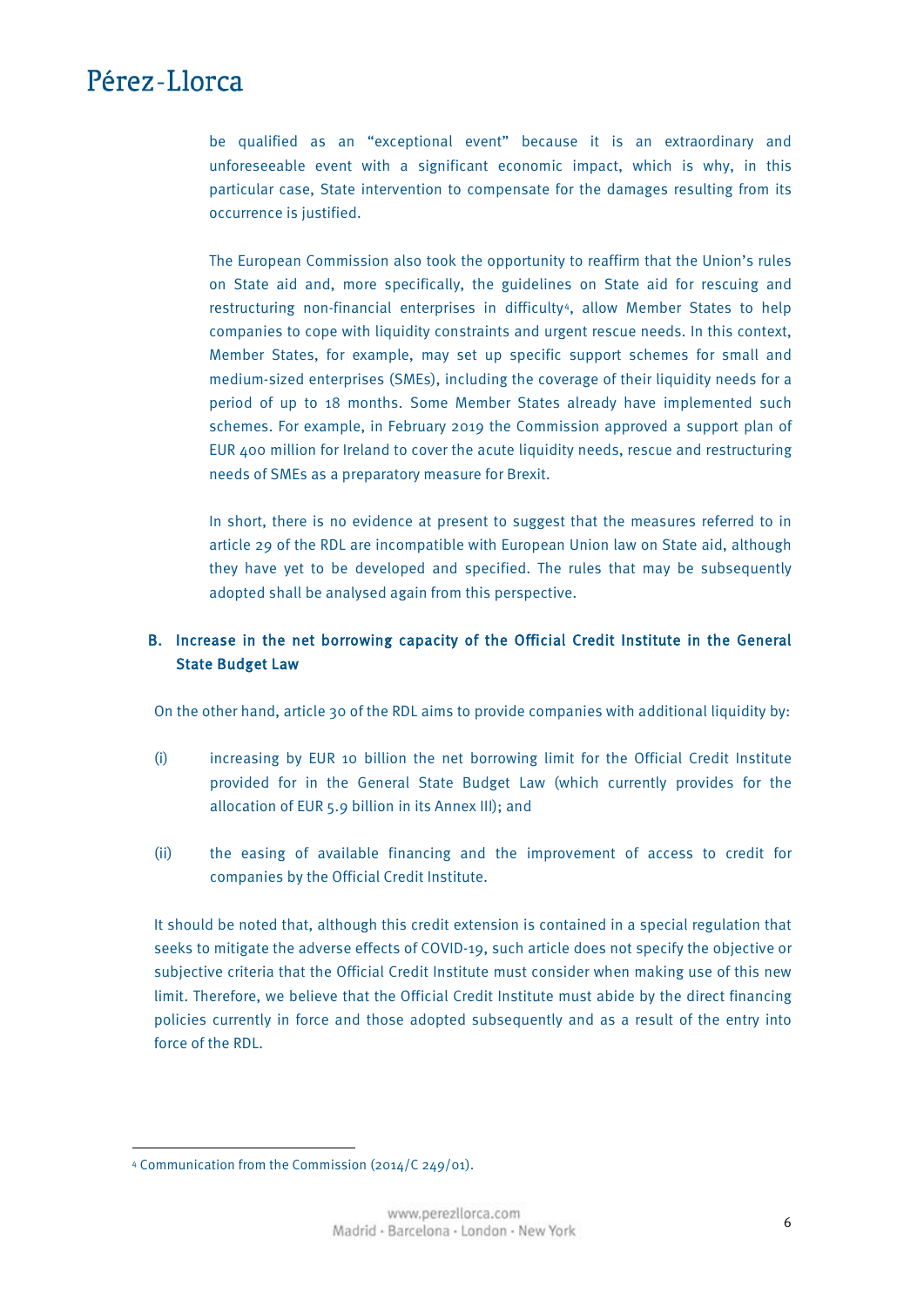be qualified as an "exceptional event" because it is an extraordinary and unforeseeable event with a significant economic impact, which is why, in this particular case, State intervention to compensate for the damages resulting from its occurrence is justified.

The European Commission also took the opportunity to reaffirm that the Union's rules on State aid and, more specifically, the guidelines on State aid for rescuing and restructuring non-financial enterprises in difficulty[4], allow Member States to help companies to cope with liquidity constraints and urgent rescue needs. In this context, Member States, for example, may set up specific support schemes for small and medium-sized enterprises (SMEs), including the coverage of their liquidity needs for a period of up to 18 months. Some Member States already have implemented such schemes. For example, in February 2019 the Commission approved a support plan of EUR 400 million for Ireland to cover the acute liquidity needs, rescue and restructuring needs of SMEs as a preparatory measure for Brexit.

In short, there is no evidence at present to suggest that the measures referred to in article 29 of the RDL are incompatible with European Union law on State aid, although they have yet to be developed and specified. The rules that may be subsequently adopted shall be analysed again from this perspective.

### B. Increase in the net borrowing capacity of the Official Credit Institute in the General State Budget Law

On the other hand, article 30 of the RDL aims to provide companies with additional liquidity by:

(i) increasing by EUR 10 billion the net borrowing limit for the Official Credit Institute provided for in the General State Budget Law (which currently provides for the allocation of EUR 5.9 billion in its Annex III); and

(ii) the easing of available financing and the improvement of access to credit for companies by the Official Credit Institute.

It should be noted that, although this credit extension is contained in a special regulation that seeks to mitigate the adverse effects of COVID-19, such article does not specify the objective or subjective criteria that the Official Credit Institute must consider when making use of this new limit. Therefore, we believe that the Official Credit Institute must abide by the direct financing policies currently in force and those adopted subsequently and as a result of the entry into force of the RDL.

[4] Communication from the Commission (2014/C 249/01).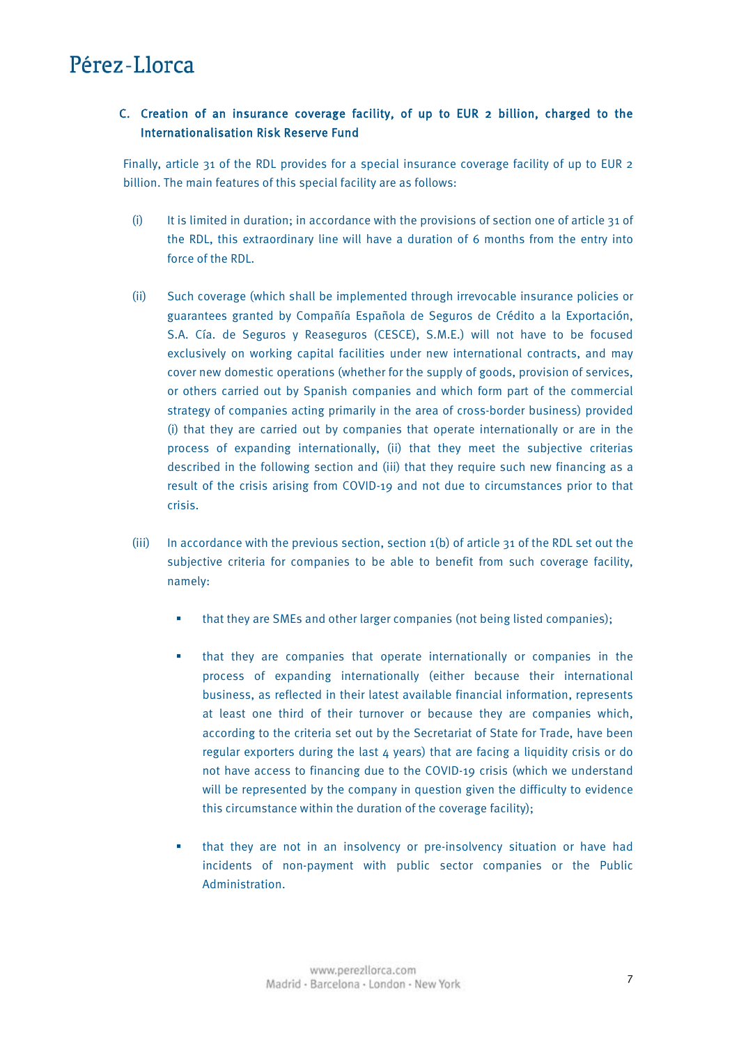### C. Creation of an insurance coverage facility, of up to EUR 2 billion, charged to the Internationalisation Risk Reserve Fund

Finally, article 31 of the RDL provides for a special insurance coverage facility of up to EUR 2 billion. The main features of this special facility are as follows:

(i) It is limited in duration; in accordance with the provisions of section one of article 31 of the RDL, this extraordinary line will have a duration of 6 months from the entry into force of the RDL.

(ii) Such coverage (which shall be implemented through irrevocable insurance policies or guarantees granted by Compañía Española de Seguros de Crédito a la Exportación, S.A. Cía. de Seguros y Reaseguros (CESCE), S.M.E.) will not have to be focused exclusively on working capital facilities under new international contracts, and may cover new domestic operations (whether for the supply of goods, provision of services, or others carried out by Spanish companies and which form part of the commercial strategy of companies acting primarily in the area of cross-border business) provided (i) that they are carried out by companies that operate internationally or are in the process of expanding internationally, (ii) that they meet the subjective criterias described in the following section and (iii) that they require such new financing as a result of the crisis arising from COVID-19 and not due to circumstances prior to that crisis.

(iii) In accordance with the previous section, section 1(b) of article 31 of the RDL set out the subjective criteria for companies to be able to benefit from such coverage facility, namely:

- that they are SMEs and other larger companies (not being listed companies);
- that they are companies that operate internationally or companies in the process of expanding internationally (either because their international business, as reflected in their latest available financial information, represents at least one third of their turnover or because they are companies which, according to the criteria set out by the Secretariat of State for Trade, have been regular exporters during the last 4 years) that are facing a liquidity crisis or do not have access to financing due to the COVID-19 crisis (which we understand will be represented by the company in question given the difficulty to evidence this circumstance within the duration of the coverage facility);
- that they are not in an insolvency or pre-insolvency situation or have had incidents of non-payment with public sector companies or the Public Administration.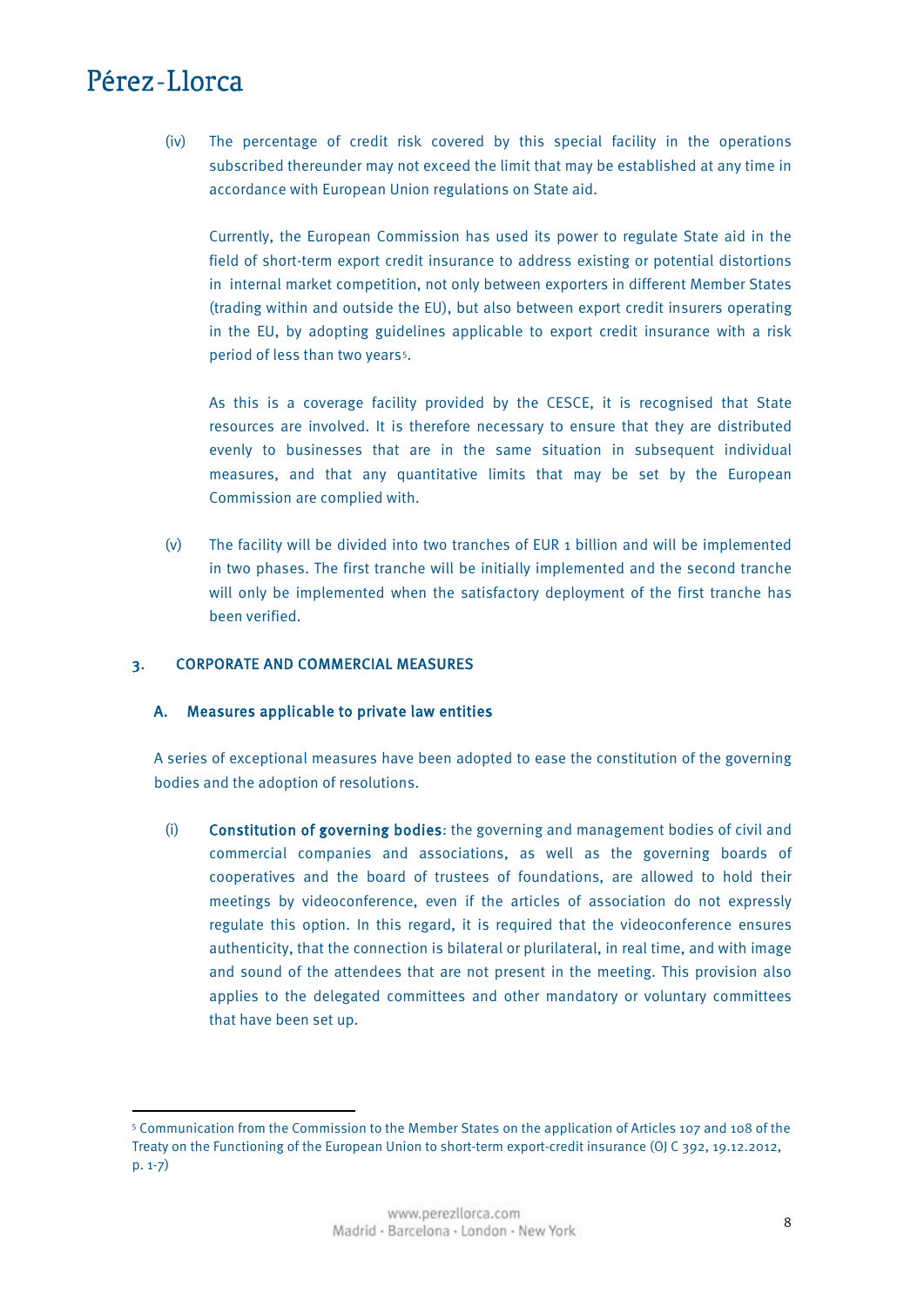(iv) The percentage of credit risk covered by this special facility in the operations subscribed thereunder may not exceed the limit that may be established at any time in accordance with European Union regulations on State aid.

Currently, the European Commission has used its power to regulate State aid in the field of short-term export credit insurance to address existing or potential distortions in internal market competition, not only between exporters in different Member States (trading within and outside the EU), but also between export credit insurers operating in the EU, by adopting guidelines applicable to export credit insurance with a risk period of less than two years[5].

As this is a coverage facility provided by the CESCE, it is recognised that State resources are involved. It is therefore necessary to ensure that they are distributed evenly to businesses that are in the same situation in subsequent individual measures, and that any quantitative limits that may be set by the European Commission are complied with.

(v) The facility will be divided into two tranches of EUR 1 billion and will be implemented in two phases. The first tranche will be initially implemented and the second tranche will only be implemented when the satisfactory deployment of the first tranche has been verified.

## 3. CORPORATE AND COMMERCIAL MEASURES

### A. Measures applicable to private law entities

A series of exceptional measures have been adopted to ease the constitution of the governing bodies and the adoption of resolutions.

(i) **Constitution of governing bodies**: the governing and management bodies of civil and commercial companies and associations, as well as the governing boards of cooperatives and the board of trustees of foundations, are allowed to hold their meetings by videoconference, even if the articles of association do not expressly regulate this option. In this regard, it is required that the videoconference ensures authenticity, that the connection is bilateral or plurilateral, in real time, and with image and sound of the attendees that are not present in the meeting. This provision also applies to the delegated committees and other mandatory or voluntary committees that have been set up.

---

[5] Communication from the Commission to the Member States on the application of Articles 107 and 108 of the Treaty on the Functioning of the European Union to short-term export-credit insurance (OJ C 392, 19.12.2012, p. 1-7)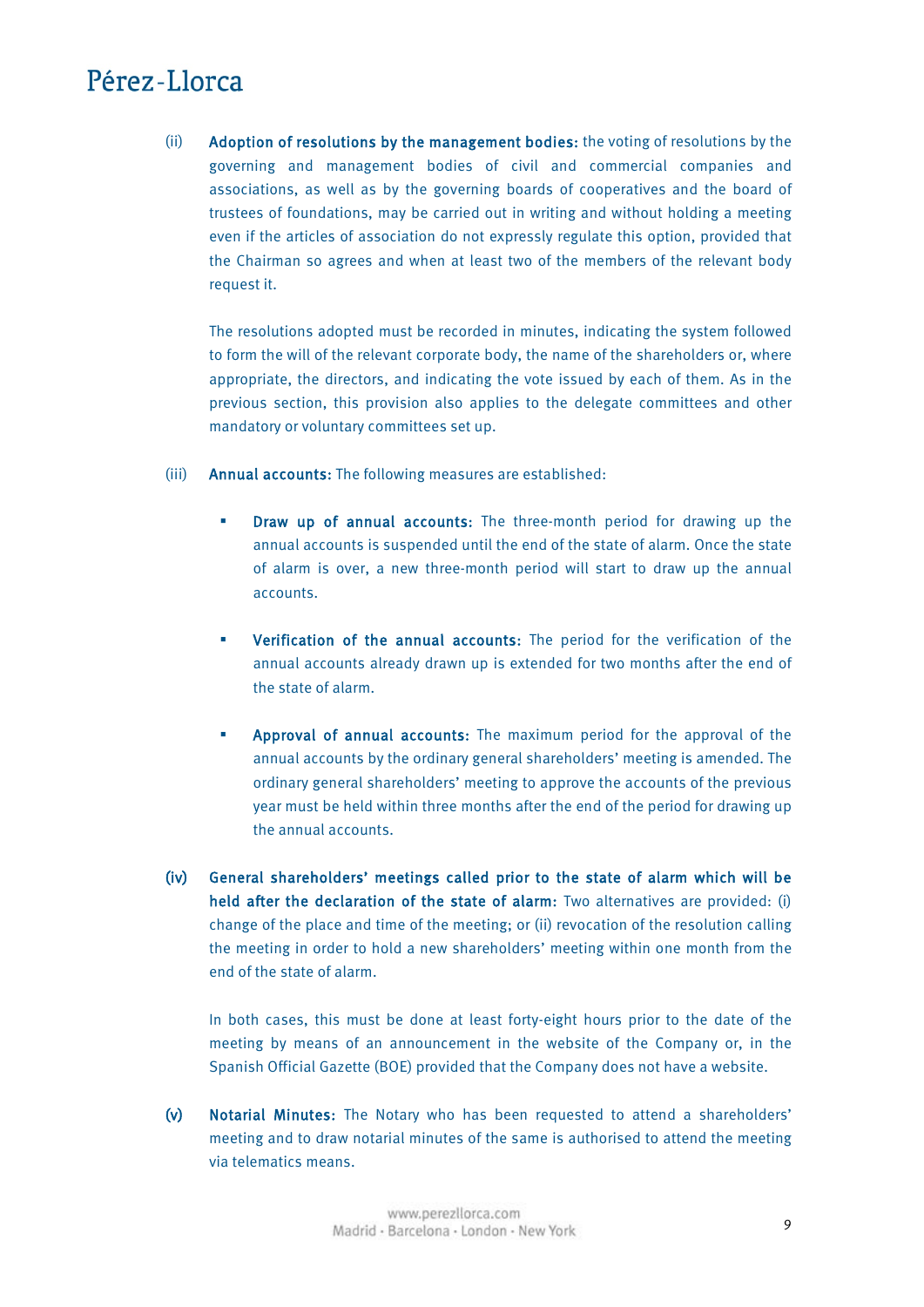(ii) **Adoption of resolutions by the management bodies:** the voting of resolutions by the governing and management bodies of civil and commercial companies and associations, as well as by the governing boards of cooperatives and the board of trustees of foundations, may be carried out in writing and without holding a meeting even if the articles of association do not expressly regulate this option, provided that the Chairman so agrees and when at least two of the members of the relevant body request it.

The resolutions adopted must be recorded in minutes, indicating the system followed to form the will of the relevant corporate body, the name of the shareholders or, where appropriate, the directors, and indicating the vote issued by each of them. As in the previous section, this provision also applies to the delegate committees and other mandatory or voluntary committees set up.

(iii) **Annual accounts:** The following measures are established:

- **Draw up of annual accounts:** The three-month period for drawing up the annual accounts is suspended until the end of the state of alarm. Once the state of alarm is over, a new three-month period will start to draw up the annual accounts.

- **Verification of the annual accounts:** The period for the verification of the annual accounts already drawn up is extended for two months after the end of the state of alarm.

- **Approval of annual accounts:** The maximum period for the approval of the annual accounts by the ordinary general shareholders' meeting is amended. The ordinary general shareholders' meeting to approve the accounts of the previous year must be held within three months after the end of the period for drawing up the annual accounts.

(iv) **General shareholders' meetings called prior to the state of alarm which will be held after the declaration of the state of alarm:** Two alternatives are provided: (i) change of the place and time of the meeting; or (ii) revocation of the resolution calling the meeting in order to hold a new shareholders' meeting within one month from the end of the state of alarm.

In both cases, this must be done at least forty-eight hours prior to the date of the meeting by means of an announcement in the website of the Company or, in the Spanish Official Gazette (BOE) provided that the Company does not have a website.

(v) **Notarial Minutes:** The Notary who has been requested to attend a shareholders' meeting and to draw notarial minutes of the same is authorised to attend the meeting via telematics means.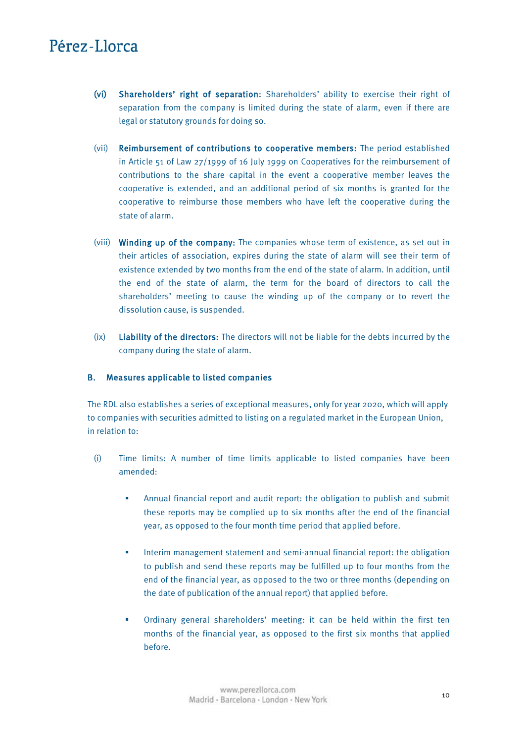(vi) **Shareholders' right of separation:** Shareholders' ability to exercise their right of separation from the company is limited during the state of alarm, even if there are legal or statutory grounds for doing so.

(vii) **Reimbursement of contributions to cooperative members:** The period established in Article 51 of Law 27/1999 of 16 July 1999 on Cooperatives for the reimbursement of contributions to the share capital in the event a cooperative member leaves the cooperative is extended, and an additional period of six months is granted for the cooperative to reimburse those members who have left the cooperative during the state of alarm.

(viii) **Winding up of the company:** The companies whose term of existence, as set out in their articles of association, expires during the state of alarm will see their term of existence extended by two months from the end of the state of alarm. In addition, until the end of the state of alarm, the term for the board of directors to call the shareholders' meeting to cause the winding up of the company or to revert the dissolution cause, is suspended.

(ix) **Liability of the directors:** The directors will not be liable for the debts incurred by the company during the state of alarm.

### B. Measures applicable to listed companies

The RDL also establishes a series of exceptional measures, only for year 2020, which will apply to companies with securities admitted to listing on a regulated market in the European Union, in relation to:

(i) Time limits: A number of time limits applicable to listed companies have been amended:

- Annual financial report and audit report: the obligation to publish and submit these reports may be complied up to six months after the end of the financial year, as opposed to the four month time period that applied before.

- Interim management statement and semi-annual financial report: the obligation to publish and send these reports may be fulfilled up to four months from the end of the financial year, as opposed to the two or three months (depending on the date of publication of the annual report) that applied before.

- Ordinary general shareholders' meeting: it can be held within the first ten months of the financial year, as opposed to the first six months that applied before.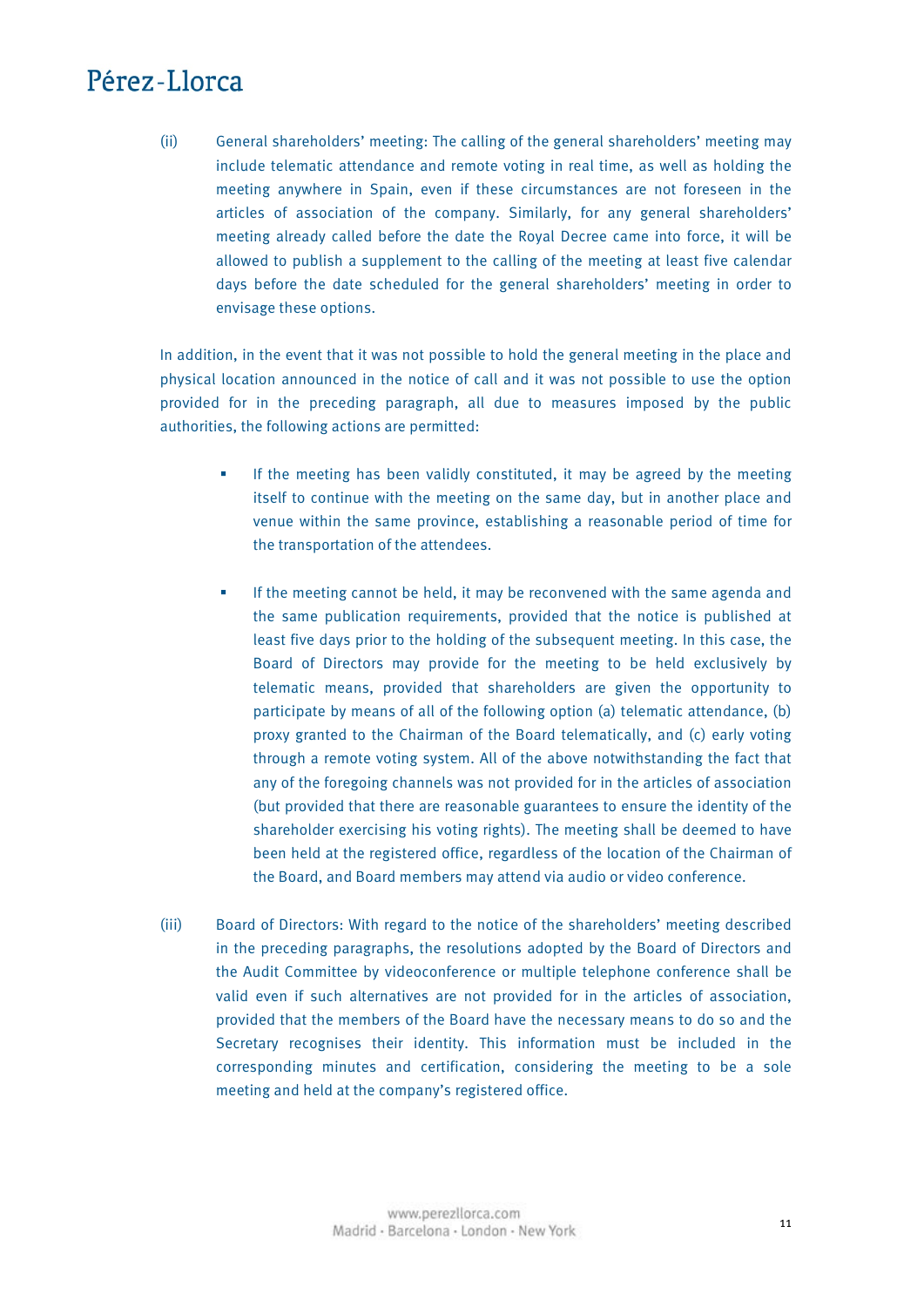(ii) General shareholders' meeting: The calling of the general shareholders' meeting may include telematic attendance and remote voting in real time, as well as holding the meeting anywhere in Spain, even if these circumstances are not foreseen in the articles of association of the company. Similarly, for any general shareholders' meeting already called before the date the Royal Decree came into force, it will be allowed to publish a supplement to the calling of the meeting at least five calendar days before the date scheduled for the general shareholders' meeting in order to envisage these options.

In addition, in the event that it was not possible to hold the general meeting in the place and physical location announced in the notice of call and it was not possible to use the option provided for in the preceding paragraph, all due to measures imposed by the public authorities, the following actions are permitted:

- If the meeting has been validly constituted, it may be agreed by the meeting itself to continue with the meeting on the same day, but in another place and venue within the same province, establishing a reasonable period of time for the transportation of the attendees.

- If the meeting cannot be held, it may be reconvened with the same agenda and the same publication requirements, provided that the notice is published at least five days prior to the holding of the subsequent meeting. In this case, the Board of Directors may provide for the meeting to be held exclusively by telematic means, provided that shareholders are given the opportunity to participate by means of all of the following option (a) telematic attendance, (b) proxy granted to the Chairman of the Board telematically, and (c) early voting through a remote voting system. All of the above notwithstanding the fact that any of the foregoing channels was not provided for in the articles of association (but provided that there are reasonable guarantees to ensure the identity of the shareholder exercising his voting rights). The meeting shall be deemed to have been held at the registered office, regardless of the location of the Chairman of the Board, and Board members may attend via audio or video conference.

(iii) Board of Directors: With regard to the notice of the shareholders' meeting described in the preceding paragraphs, the resolutions adopted by the Board of Directors and the Audit Committee by videoconference or multiple telephone conference shall be valid even if such alternatives are not provided for in the articles of association, provided that the members of the Board have the necessary means to do so and the Secretary recognises their identity. This information must be included in the corresponding minutes and certification, considering the meeting to be a sole meeting and held at the company's registered office.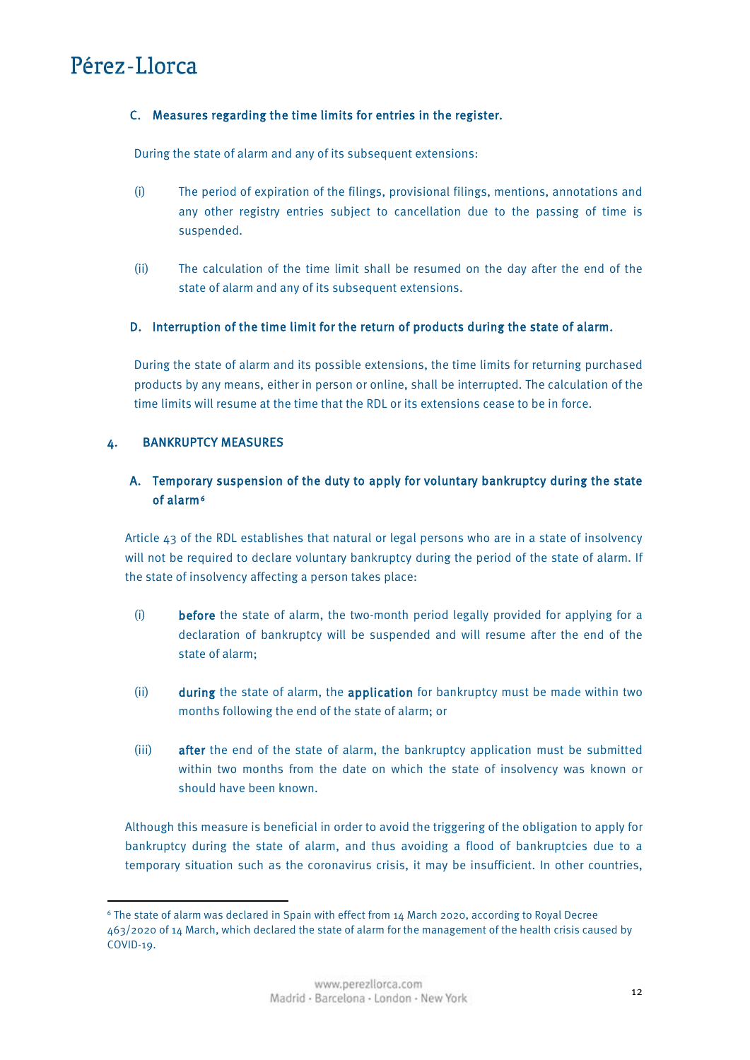### C. Measures regarding the time limits for entries in the register.

During the state of alarm and any of its subsequent extensions:

(i) The period of expiration of the filings, provisional filings, mentions, annotations and any other registry entries subject to cancellation due to the passing of time is suspended.

(ii) The calculation of the time limit shall be resumed on the day after the end of the state of alarm and any of its subsequent extensions.

### D. Interruption of the time limit for the return of products during the state of alarm.

During the state of alarm and its possible extensions, the time limits for returning purchased products by any means, either in person or online, shall be interrupted. The calculation of the time limits will resume at the time that the RDL or its extensions cease to be in force.

## 4. BANKRUPTCY MEASURES

### A. Temporary suspension of the duty to apply for voluntary bankruptcy during the state of alarm[6]

Article 43 of the RDL establishes that natural or legal persons who are in a state of insolvency will not be required to declare voluntary bankruptcy during the period of the state of alarm. If the state of insolvency affecting a person takes place:

(i) **before** the state of alarm, the two-month period legally provided for applying for a declaration of bankruptcy will be suspended and will resume after the end of the state of alarm;

(ii) **during** the state of alarm, the **application** for bankruptcy must be made within two months following the end of the state of alarm; or

(iii) **after** the end of the state of alarm, the bankruptcy application must be submitted within two months from the date on which the state of insolvency was known or should have been known.

Although this measure is beneficial in order to avoid the triggering of the obligation to apply for bankruptcy during the state of alarm, and thus avoiding a flood of bankruptcies due to a temporary situation such as the coronavirus crisis, it may be insufficient. In other countries,

---

[6] The state of alarm was declared in Spain with effect from 14 March 2020, according to Royal Decree 463/2020 of 14 March, which declared the state of alarm for the management of the health crisis caused by COVID-19.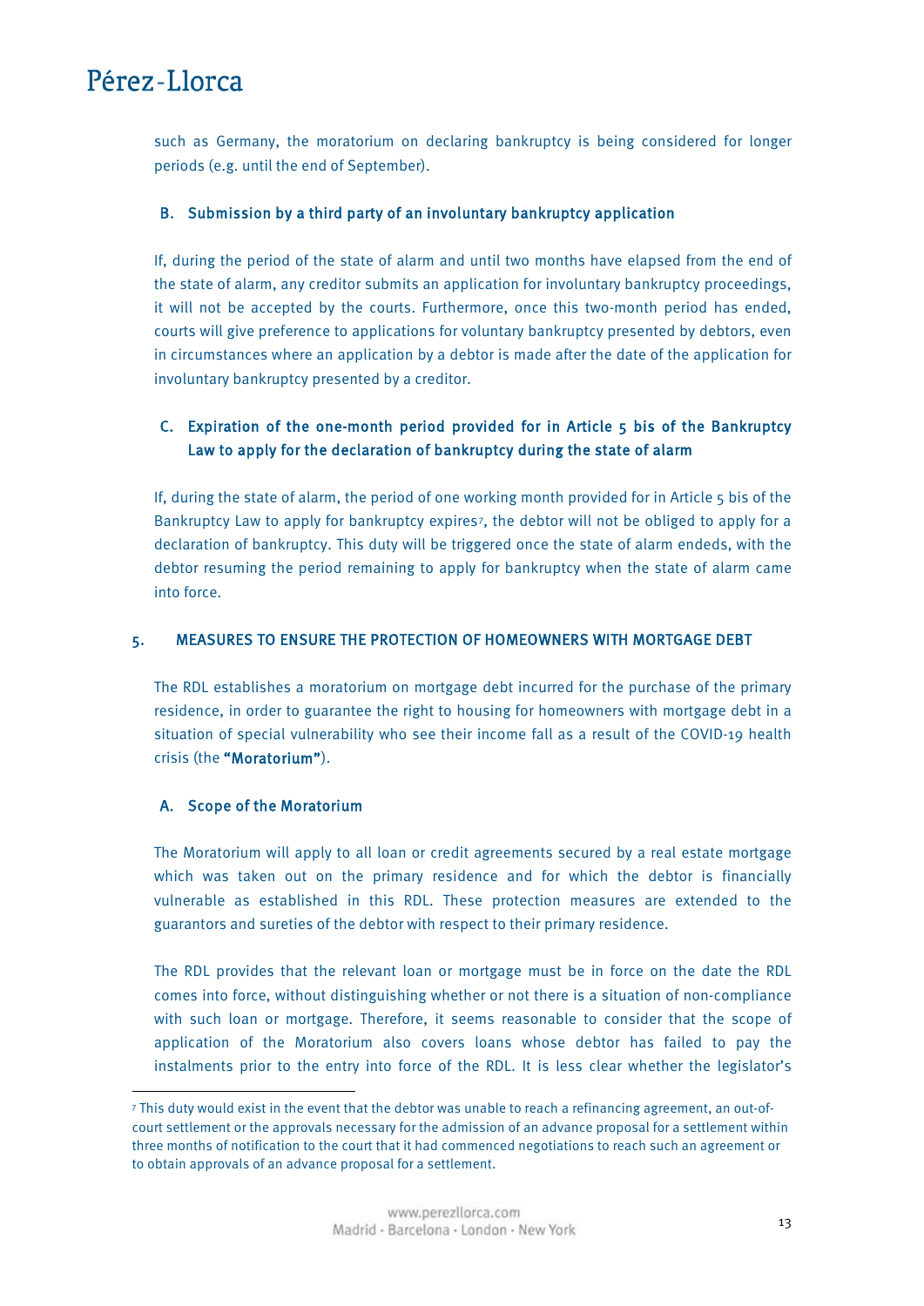such as Germany, the moratorium on declaring bankruptcy is being considered for longer periods (e.g. until the end of September).

### B. Submission by a third party of an involuntary bankruptcy application

If, during the period of the state of alarm and until two months have elapsed from the end of the state of alarm, any creditor submits an application for involuntary bankruptcy proceedings, it will not be accepted by the courts. Furthermore, once this two-month period has ended, courts will give preference to applications for voluntary bankruptcy presented by debtors, even in circumstances where an application by a debtor is made after the date of the application for involuntary bankruptcy presented by a creditor.

### C. Expiration of the one-month period provided for in Article 5 bis of the Bankruptcy Law to apply for the declaration of bankruptcy during the state of alarm

If, during the state of alarm, the period of one working month provided for in Article 5 bis of the Bankruptcy Law to apply for bankruptcy expires[7], the debtor will not be obliged to apply for a declaration of bankruptcy. This duty will be triggered once the state of alarm endeds, with the debtor resuming the period remaining to apply for bankruptcy when the state of alarm came into force.

## 5. MEASURES TO ENSURE THE PROTECTION OF HOMEOWNERS WITH MORTGAGE DEBT

The RDL establishes a moratorium on mortgage debt incurred for the purchase of the primary residence, in order to guarantee the right to housing for homeowners with mortgage debt in a situation of special vulnerability who see their income fall as a result of the COVID-19 health crisis (the **"Moratorium"**).

### A. Scope of the Moratorium

The Moratorium will apply to all loan or credit agreements secured by a real estate mortgage which was taken out on the primary residence and for which the debtor is financially vulnerable as established in this RDL. These protection measures are extended to the guarantors and sureties of the debtor with respect to their primary residence.

The RDL provides that the relevant loan or mortgage must be in force on the date the RDL comes into force, without distinguishing whether or not there is a situation of non-compliance with such loan or mortgage. Therefore, it seems reasonable to consider that the scope of application of the Moratorium also covers loans whose debtor has failed to pay the instalments prior to the entry into force of the RDL. It is less clear whether the legislator's

---

[7] This duty would exist in the event that the debtor was unable to reach a refinancing agreement, an out-of-court settlement or the approvals necessary for the admission of an advance proposal for a settlement within three months of notification to the court that it had commenced negotiations to reach such an agreement or to obtain approvals of an advance proposal for a settlement.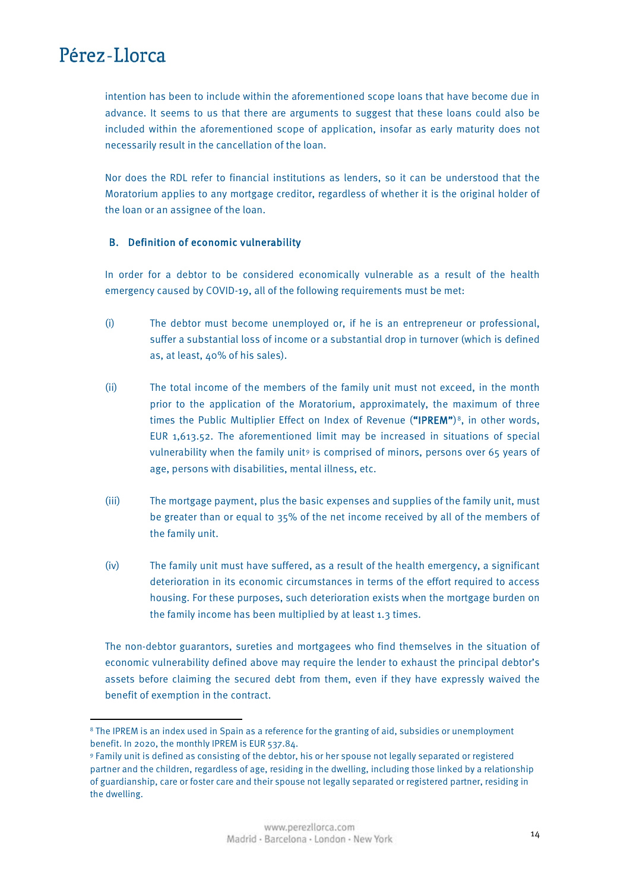intention has been to include within the aforementioned scope loans that have become due in advance. It seems to us that there are arguments to suggest that these loans could also be included within the aforementioned scope of application, insofar as early maturity does not necessarily result in the cancellation of the loan.

Nor does the RDL refer to financial institutions as lenders, so it can be understood that the Moratorium applies to any mortgage creditor, regardless of whether it is the original holder of the loan or an assignee of the loan.

### B. Definition of economic vulnerability

In order for a debtor to be considered economically vulnerable as a result of the health emergency caused by COVID-19, all of the following requirements must be met:

(i) The debtor must become unemployed or, if he is an entrepreneur or professional, suffer a substantial loss of income or a substantial drop in turnover (which is defined as, at least, 40% of his sales).

(ii) The total income of the members of the family unit must not exceed, in the month prior to the application of the Moratorium, approximately, the maximum of three times the Public Multiplier Effect on Index of Revenue (**"IPREM"**)[8], in other words, EUR 1,613.52. The aforementioned limit may be increased in situations of special vulnerability when the family unit[9] is comprised of minors, persons over 65 years of age, persons with disabilities, mental illness, etc.

(iii) The mortgage payment, plus the basic expenses and supplies of the family unit, must be greater than or equal to 35% of the net income received by all of the members of the family unit.

(iv) The family unit must have suffered, as a result of the health emergency, a significant deterioration in its economic circumstances in terms of the effort required to access housing. For these purposes, such deterioration exists when the mortgage burden on the family income has been multiplied by at least 1.3 times.

The non-debtor guarantors, sureties and mortgagees who find themselves in the situation of economic vulnerability defined above may require the lender to exhaust the principal debtor's assets before claiming the secured debt from them, even if they have expressly waived the benefit of exemption in the contract.

---

[8] The IPREM is an index used in Spain as a reference for the granting of aid, subsidies or unemployment benefit. In 2020, the monthly IPREM is EUR 537.84.

[9] Family unit is defined as consisting of the debtor, his or her spouse not legally separated or registered partner and the children, regardless of age, residing in the dwelling, including those linked by a relationship of guardianship, care or foster care and their spouse not legally separated or registered partner, residing in the dwelling.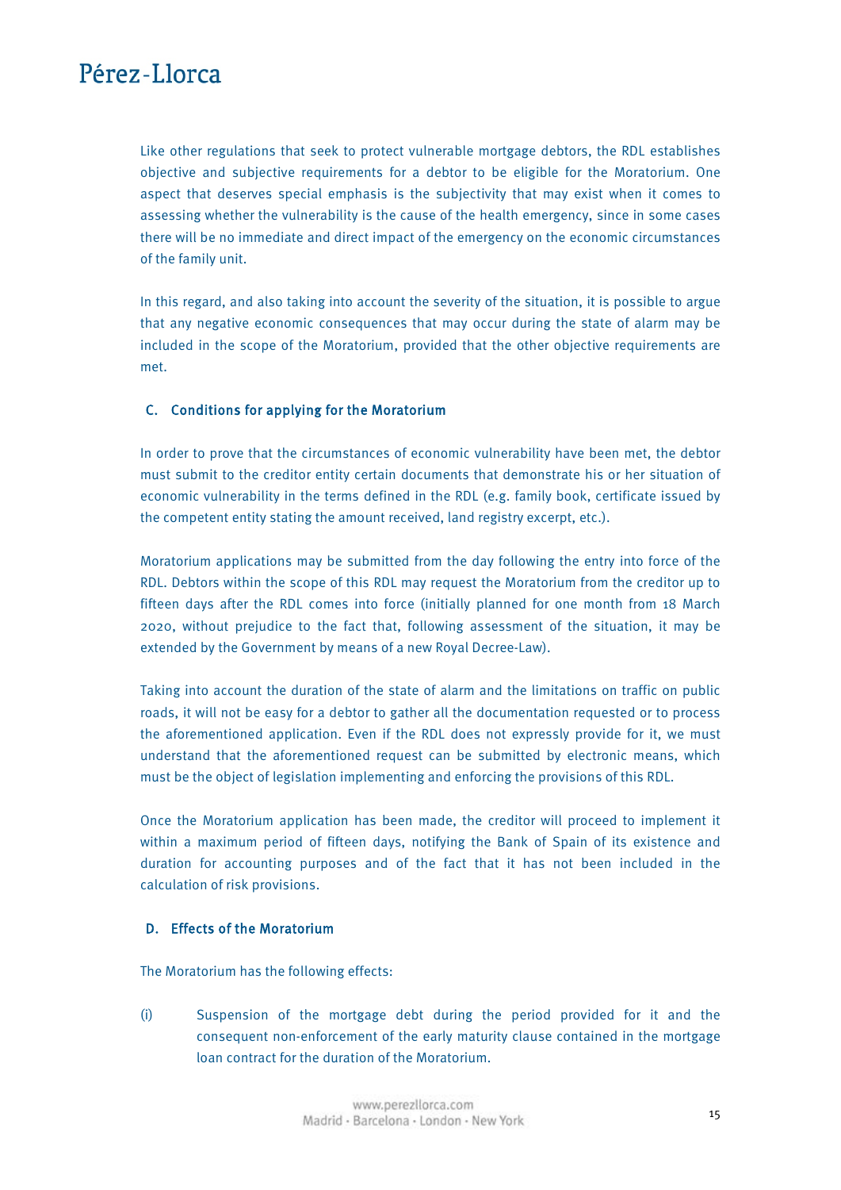Like other regulations that seek to protect vulnerable mortgage debtors, the RDL establishes objective and subjective requirements for a debtor to be eligible for the Moratorium. One aspect that deserves special emphasis is the subjectivity that may exist when it comes to assessing whether the vulnerability is the cause of the health emergency, since in some cases there will be no immediate and direct impact of the emergency on the economic circumstances of the family unit.

In this regard, and also taking into account the severity of the situation, it is possible to argue that any negative economic consequences that may occur during the state of alarm may be included in the scope of the Moratorium, provided that the other objective requirements are met.

### C. Conditions for applying for the Moratorium

In order to prove that the circumstances of economic vulnerability have been met, the debtor must submit to the creditor entity certain documents that demonstrate his or her situation of economic vulnerability in the terms defined in the RDL (e.g. family book, certificate issued by the competent entity stating the amount received, land registry excerpt, etc.).

Moratorium applications may be submitted from the day following the entry into force of the RDL. Debtors within the scope of this RDL may request the Moratorium from the creditor up to fifteen days after the RDL comes into force (initially planned for one month from 18 March 2020, without prejudice to the fact that, following assessment of the situation, it may be extended by the Government by means of a new Royal Decree-Law).

Taking into account the duration of the state of alarm and the limitations on traffic on public roads, it will not be easy for a debtor to gather all the documentation requested or to process the aforementioned application. Even if the RDL does not expressly provide for it, we must understand that the aforementioned request can be submitted by electronic means, which must be the object of legislation implementing and enforcing the provisions of this RDL.

Once the Moratorium application has been made, the creditor will proceed to implement it within a maximum period of fifteen days, notifying the Bank of Spain of its existence and duration for accounting purposes and of the fact that it has not been included in the calculation of risk provisions.

### D. Effects of the Moratorium

The Moratorium has the following effects:

(i) Suspension of the mortgage debt during the period provided for it and the consequent non-enforcement of the early maturity clause contained in the mortgage loan contract for the duration of the Moratorium.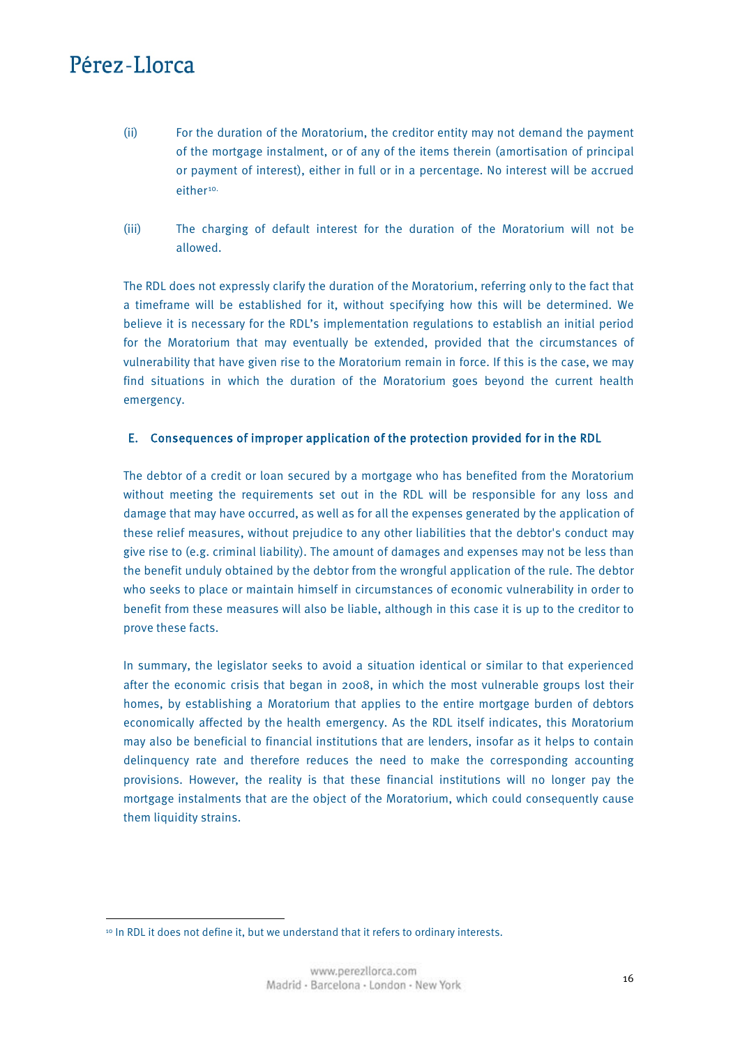(ii) For the duration of the Moratorium, the creditor entity may not demand the payment of the mortgage instalment, or of any of the items therein (amortisation of principal or payment of interest), either in full or in a percentage. No interest will be accrued either[10].

(iii) The charging of default interest for the duration of the Moratorium will not be allowed.

The RDL does not expressly clarify the duration of the Moratorium, referring only to the fact that a timeframe will be established for it, without specifying how this will be determined. We believe it is necessary for the RDL's implementation regulations to establish an initial period for the Moratorium that may eventually be extended, provided that the circumstances of vulnerability that have given rise to the Moratorium remain in force. If this is the case, we may find situations in which the duration of the Moratorium goes beyond the current health emergency.

### E. Consequences of improper application of the protection provided for in the RDL

The debtor of a credit or loan secured by a mortgage who has benefited from the Moratorium without meeting the requirements set out in the RDL will be responsible for any loss and damage that may have occurred, as well as for all the expenses generated by the application of these relief measures, without prejudice to any other liabilities that the debtor's conduct may give rise to (e.g. criminal liability). The amount of damages and expenses may not be less than the benefit unduly obtained by the debtor from the wrongful application of the rule. The debtor who seeks to place or maintain himself in circumstances of economic vulnerability in order to benefit from these measures will also be liable, although in this case it is up to the creditor to prove these facts.

In summary, the legislator seeks to avoid a situation identical or similar to that experienced after the economic crisis that began in 2008, in which the most vulnerable groups lost their homes, by establishing a Moratorium that applies to the entire mortgage burden of debtors economically affected by the health emergency. As the RDL itself indicates, this Moratorium may also be beneficial to financial institutions that are lenders, insofar as it helps to contain delinquency rate and therefore reduces the need to make the corresponding accounting provisions. However, the reality is that these financial institutions will no longer pay the mortgage instalments that are the object of the Moratorium, which could consequently cause them liquidity strains.

---

[10] In RDL it does not define it, but we understand that it refers to ordinary interests.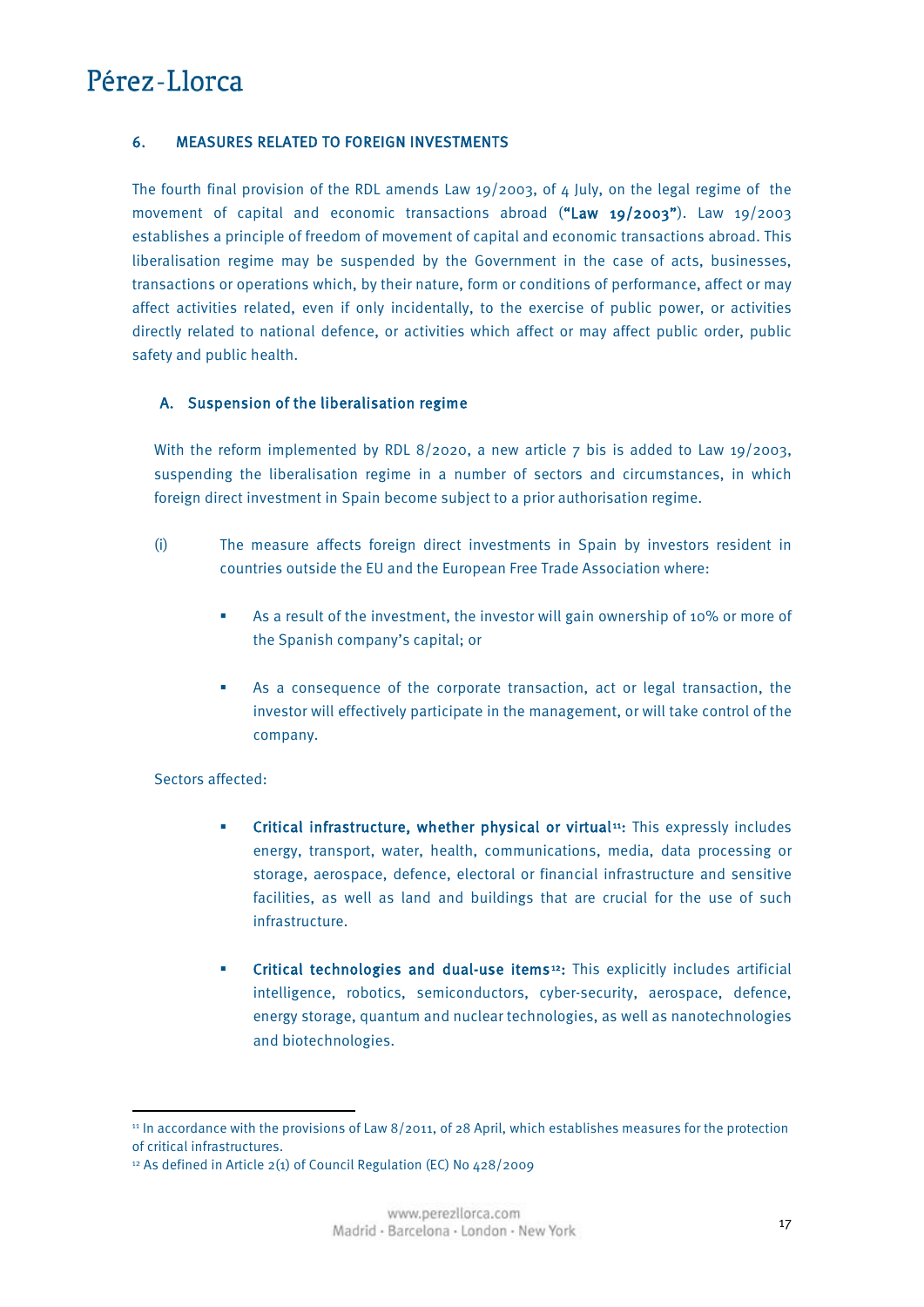## 6. MEASURES RELATED TO FOREIGN INVESTMENTS

The fourth final provision of the RDL amends Law 19/2003, of 4 July, on the legal regime of the movement of capital and economic transactions abroad (**"Law 19/2003"**). Law 19/2003 establishes a principle of freedom of movement of capital and economic transactions abroad. This liberalisation regime may be suspended by the Government in the case of acts, businesses, transactions or operations which, by their nature, form or conditions of performance, affect or may affect activities related, even if only incidentally, to the exercise of public power, or activities directly related to national defence, or activities which affect or may affect public order, public safety and public health.

### A. Suspension of the liberalisation regime

With the reform implemented by RDL 8/2020, a new article 7 bis is added to Law 19/2003, suspending the liberalisation regime in a number of sectors and circumstances, in which foreign direct investment in Spain become subject to a prior authorisation regime.

(i) The measure affects foreign direct investments in Spain by investors resident in countries outside the EU and the European Free Trade Association where:

- As a result of the investment, the investor will gain ownership of 10% or more of the Spanish company's capital; or
- As a consequence of the corporate transaction, act or legal transaction, the investor will effectively participate in the management, or will take control of the company.

Sectors affected:

- **Critical infrastructure, whether physical or virtual[11]:** This expressly includes energy, transport, water, health, communications, media, data processing or storage, aerospace, defence, electoral or financial infrastructure and sensitive facilities, as well as land and buildings that are crucial for the use of such infrastructure.
- **Critical technologies and dual-use items[12]:** This explicitly includes artificial intelligence, robotics, semiconductors, cyber-security, aerospace, defence, energy storage, quantum and nuclear technologies, as well as nanotechnologies and biotechnologies.

---

[11] In accordance with the provisions of Law 8/2011, of 28 April, which establishes measures for the protection of critical infrastructures.

[12] As defined in Article 2(1) of Council Regulation (EC) No 428/2009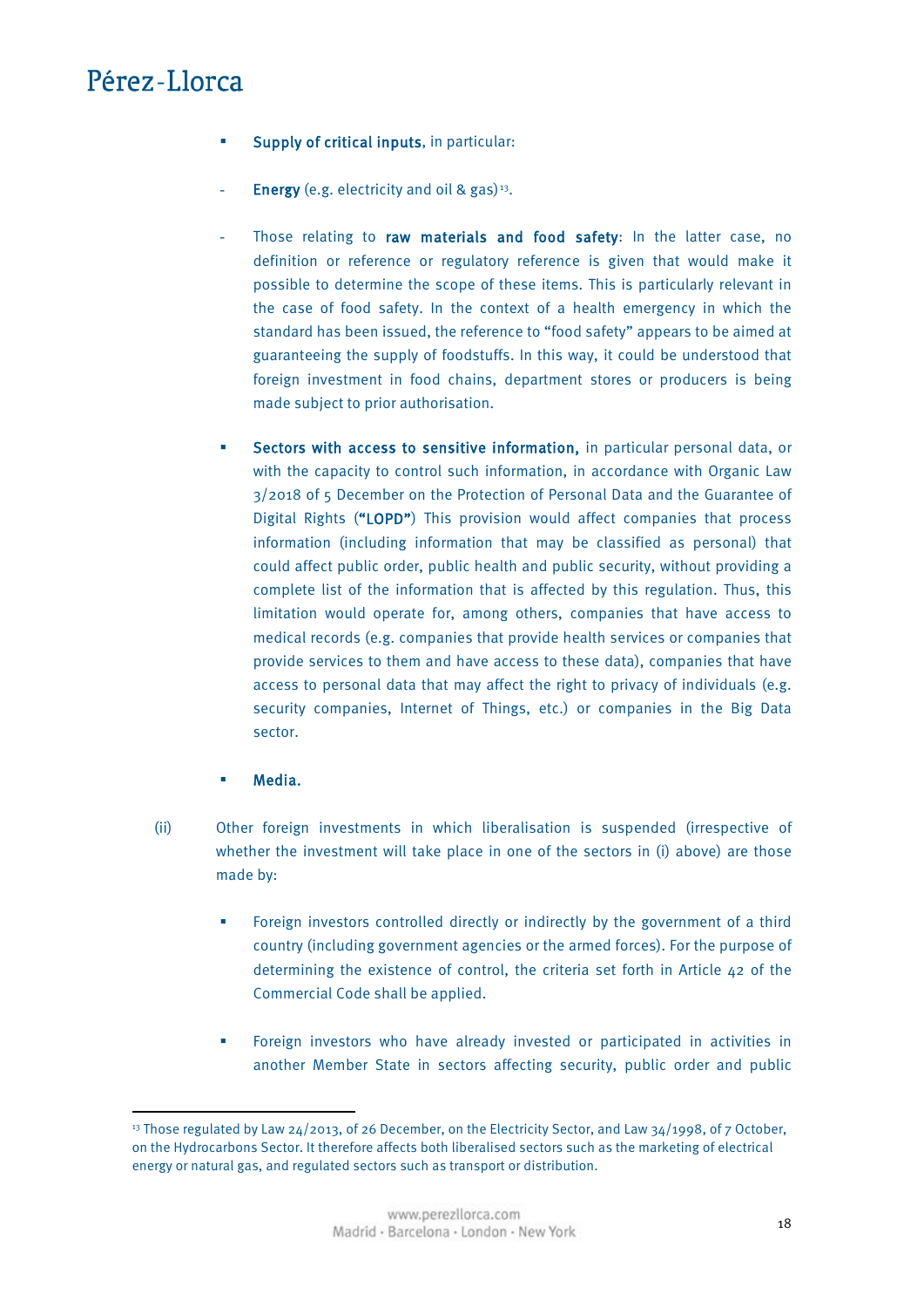- **Supply of critical inputs**, in particular:

  - **Energy** (e.g. electricity and oil & gas)[13].

  - Those relating to **raw materials and food safety**: In the latter case, no definition or reference or regulatory reference is given that would make it possible to determine the scope of these items. This is particularly relevant in the case of food safety. In the context of a health emergency in which the standard has been issued, the reference to "food safety" appears to be aimed at guaranteeing the supply of foodstuffs. In this way, it could be understood that foreign investment in food chains, department stores or producers is being made subject to prior authorisation.

- **Sectors with access to sensitive information,** in particular personal data, or with the capacity to control such information, in accordance with Organic Law 3/2018 of 5 December on the Protection of Personal Data and the Guarantee of Digital Rights (**"LOPD"**) This provision would affect companies that process information (including information that may be classified as personal) that could affect public order, public health and public security, without providing a complete list of the information that is affected by this regulation. Thus, this limitation would operate for, among others, companies that have access to medical records (e.g. companies that provide health services or companies that provide services to them and have access to these data), companies that have access to personal data that may affect the right to privacy of individuals (e.g. security companies, Internet of Things, etc.) or companies in the Big Data sector.

- **Media.**

(ii) Other foreign investments in which liberalisation is suspended (irrespective of whether the investment will take place in one of the sectors in (i) above) are those made by:

- Foreign investors controlled directly or indirectly by the government of a third country (including government agencies or the armed forces). For the purpose of determining the existence of control, the criteria set forth in Article 42 of the Commercial Code shall be applied.

- Foreign investors who have already invested or participated in activities in another Member State in sectors affecting security, public order and public

---

[13] Those regulated by Law 24/2013, of 26 December, on the Electricity Sector, and Law 34/1998, of 7 October, on the Hydrocarbons Sector. It therefore affects both liberalised sectors such as the marketing of electrical energy or natural gas, and regulated sectors such as transport or distribution.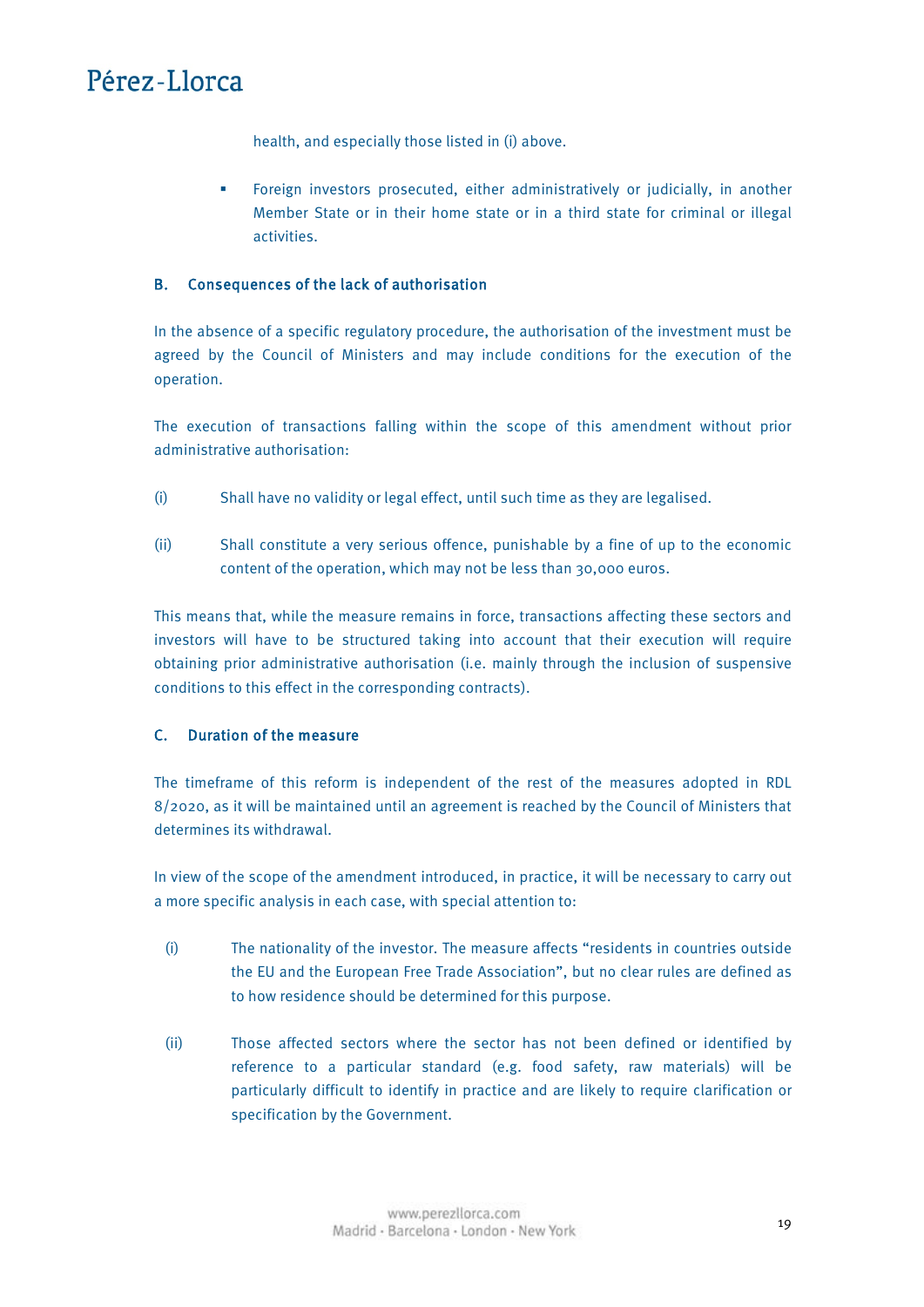health, and especially those listed in (i) above.

- Foreign investors prosecuted, either administratively or judicially, in another Member State or in their home state or in a third state for criminal or illegal activities.

### B. Consequences of the lack of authorisation

In the absence of a specific regulatory procedure, the authorisation of the investment must be agreed by the Council of Ministers and may include conditions for the execution of the operation.

The execution of transactions falling within the scope of this amendment without prior administrative authorisation:

(i) Shall have no validity or legal effect, until such time as they are legalised.

(ii) Shall constitute a very serious offence, punishable by a fine of up to the economic content of the operation, which may not be less than 30,000 euros.

This means that, while the measure remains in force, transactions affecting these sectors and investors will have to be structured taking into account that their execution will require obtaining prior administrative authorisation (i.e. mainly through the inclusion of suspensive conditions to this effect in the corresponding contracts).

### C. Duration of the measure

The timeframe of this reform is independent of the rest of the measures adopted in RDL 8/2020, as it will be maintained until an agreement is reached by the Council of Ministers that determines its withdrawal.

In view of the scope of the amendment introduced, in practice, it will be necessary to carry out a more specific analysis in each case, with special attention to:

(i) The nationality of the investor. The measure affects "residents in countries outside the EU and the European Free Trade Association", but no clear rules are defined as to how residence should be determined for this purpose.

(ii) Those affected sectors where the sector has not been defined or identified by reference to a particular standard (e.g. food safety, raw materials) will be particularly difficult to identify in practice and are likely to require clarification or specification by the Government.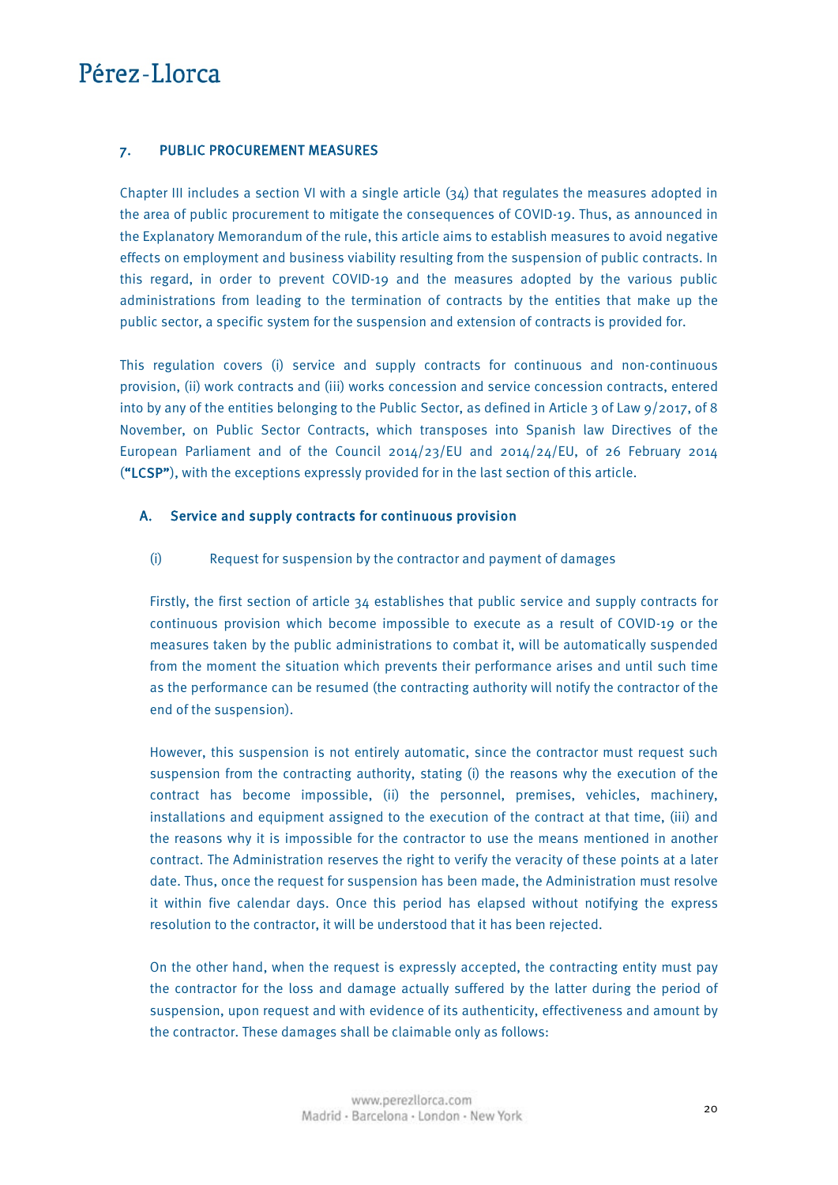## 7. PUBLIC PROCUREMENT MEASURES

Chapter III includes a section VI with a single article (34) that regulates the measures adopted in the area of public procurement to mitigate the consequences of COVID-19. Thus, as announced in the Explanatory Memorandum of the rule, this article aims to establish measures to avoid negative effects on employment and business viability resulting from the suspension of public contracts. In this regard, in order to prevent COVID-19 and the measures adopted by the various public administrations from leading to the termination of contracts by the entities that make up the public sector, a specific system for the suspension and extension of contracts is provided for.

This regulation covers (i) service and supply contracts for continuous and non-continuous provision, (ii) work contracts and (iii) works concession and service concession contracts, entered into by any of the entities belonging to the Public Sector, as defined in Article 3 of Law 9/2017, of 8 November, on Public Sector Contracts, which transposes into Spanish law Directives of the European Parliament and of the Council 2014/23/EU and 2014/24/EU, of 26 February 2014 (**"LCSP"**), with the exceptions expressly provided for in the last section of this article.

### A. Service and supply contracts for continuous provision

(i) Request for suspension by the contractor and payment of damages

Firstly, the first section of article 34 establishes that public service and supply contracts for continuous provision which become impossible to execute as a result of COVID-19 or the measures taken by the public administrations to combat it, will be automatically suspended from the moment the situation which prevents their performance arises and until such time as the performance can be resumed (the contracting authority will notify the contractor of the end of the suspension).

However, this suspension is not entirely automatic, since the contractor must request such suspension from the contracting authority, stating (i) the reasons why the execution of the contract has become impossible, (ii) the personnel, premises, vehicles, machinery, installations and equipment assigned to the execution of the contract at that time, (iii) and the reasons why it is impossible for the contractor to use the means mentioned in another contract. The Administration reserves the right to verify the veracity of these points at a later date. Thus, once the request for suspension has been made, the Administration must resolve it within five calendar days. Once this period has elapsed without notifying the express resolution to the contractor, it will be understood that it has been rejected.

On the other hand, when the request is expressly accepted, the contracting entity must pay the contractor for the loss and damage actually suffered by the latter during the period of suspension, upon request and with evidence of its authenticity, effectiveness and amount by the contractor. These damages shall be claimable only as follows: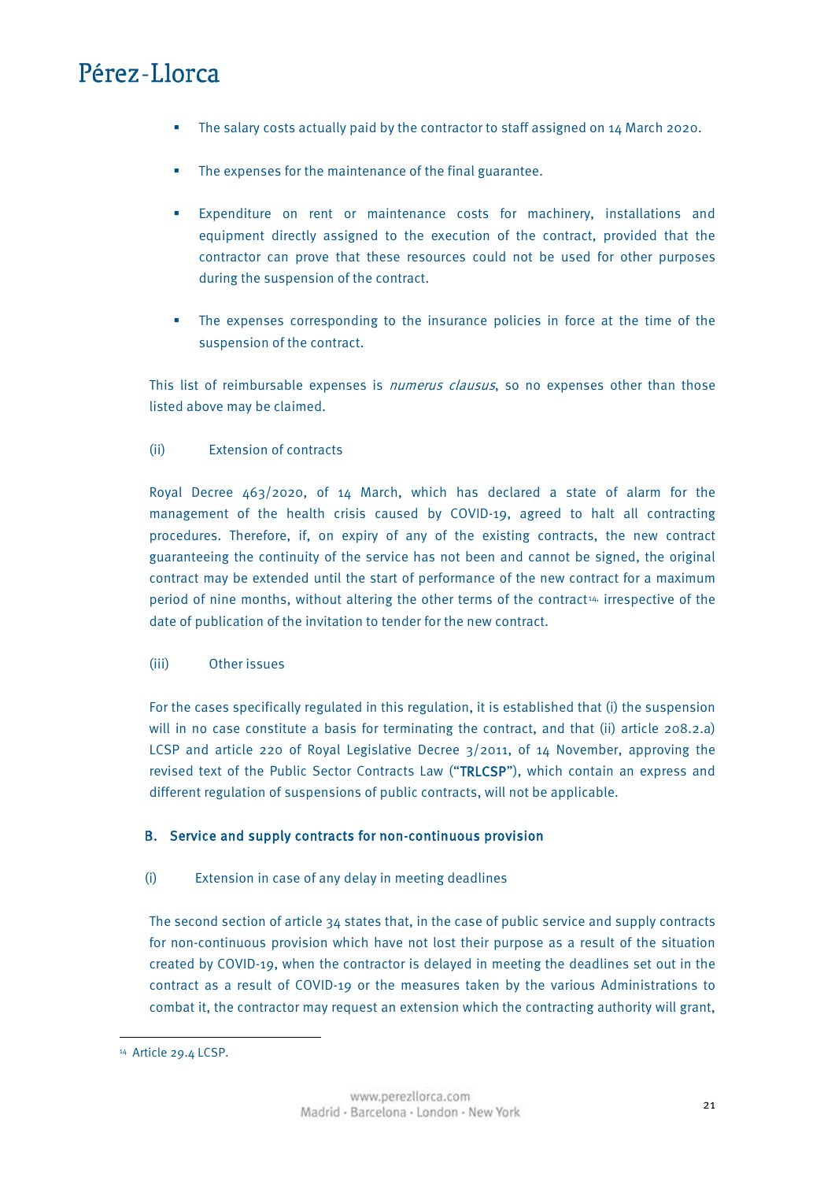- The salary costs actually paid by the contractor to staff assigned on 14 March 2020.
- The expenses for the maintenance of the final guarantee.
- Expenditure on rent or maintenance costs for machinery, installations and equipment directly assigned to the execution of the contract, provided that the contractor can prove that these resources could not be used for other purposes during the suspension of the contract.
- The expenses corresponding to the insurance policies in force at the time of the suspension of the contract.

This list of reimbursable expenses is *numerus clausus*, so no expenses other than those listed above may be claimed.

(ii) Extension of contracts

Royal Decree 463/2020, of 14 March, which has declared a state of alarm for the management of the health crisis caused by COVID-19, agreed to halt all contracting procedures. Therefore, if, on expiry of any of the existing contracts, the new contract guaranteeing the continuity of the service has not been and cannot be signed, the original contract may be extended until the start of performance of the new contract for a maximum period of nine months, without altering the other terms of the contract[14], irrespective of the date of publication of the invitation to tender for the new contract.

(iii) Other issues

For the cases specifically regulated in this regulation, it is established that (i) the suspension will in no case constitute a basis for terminating the contract, and that (ii) article 208.2.a) LCSP and article 220 of Royal Legislative Decree 3/2011, of 14 November, approving the revised text of the Public Sector Contracts Law (**"TRLCSP"**), which contain an express and different regulation of suspensions of public contracts, will not be applicable.

### B. Service and supply contracts for non-continuous provision

(i) Extension in case of any delay in meeting deadlines

The second section of article 34 states that, in the case of public service and supply contracts for non-continuous provision which have not lost their purpose as a result of the situation created by COVID-19, when the contractor is delayed in meeting the deadlines set out in the contract as a result of COVID-19 or the measures taken by the various Administrations to combat it, the contractor may request an extension which the contracting authority will grant,

---

[14] Article 29.4 LCSP.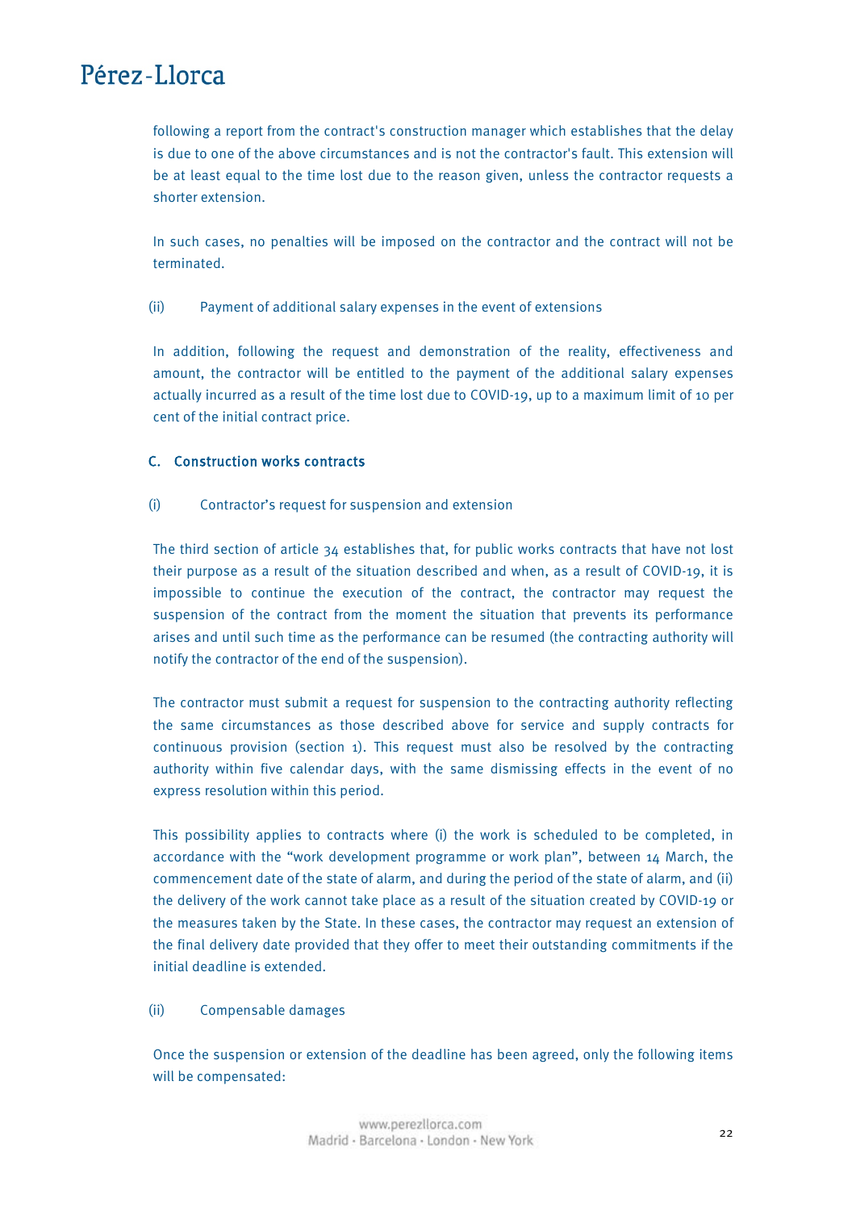following a report from the contract's construction manager which establishes that the delay is due to one of the above circumstances and is not the contractor's fault. This extension will be at least equal to the time lost due to the reason given, unless the contractor requests a shorter extension.

In such cases, no penalties will be imposed on the contractor and the contract will not be terminated.

(ii) Payment of additional salary expenses in the event of extensions

In addition, following the request and demonstration of the reality, effectiveness and amount, the contractor will be entitled to the payment of the additional salary expenses actually incurred as a result of the time lost due to COVID-19, up to a maximum limit of 10 per cent of the initial contract price.

### C. Construction works contracts

(i) Contractor's request for suspension and extension

The third section of article 34 establishes that, for public works contracts that have not lost their purpose as a result of the situation described and when, as a result of COVID-19, it is impossible to continue the execution of the contract, the contractor may request the suspension of the contract from the moment the situation that prevents its performance arises and until such time as the performance can be resumed (the contracting authority will notify the contractor of the end of the suspension).

The contractor must submit a request for suspension to the contracting authority reflecting the same circumstances as those described above for service and supply contracts for continuous provision (section 1). This request must also be resolved by the contracting authority within five calendar days, with the same dismissing effects in the event of no express resolution within this period.

This possibility applies to contracts where (i) the work is scheduled to be completed, in accordance with the "work development programme or work plan", between 14 March, the commencement date of the state of alarm, and during the period of the state of alarm, and (ii) the delivery of the work cannot take place as a result of the situation created by COVID-19 or the measures taken by the State. In these cases, the contractor may request an extension of the final delivery date provided that they offer to meet their outstanding commitments if the initial deadline is extended.

(ii) Compensable damages

Once the suspension or extension of the deadline has been agreed, only the following items will be compensated: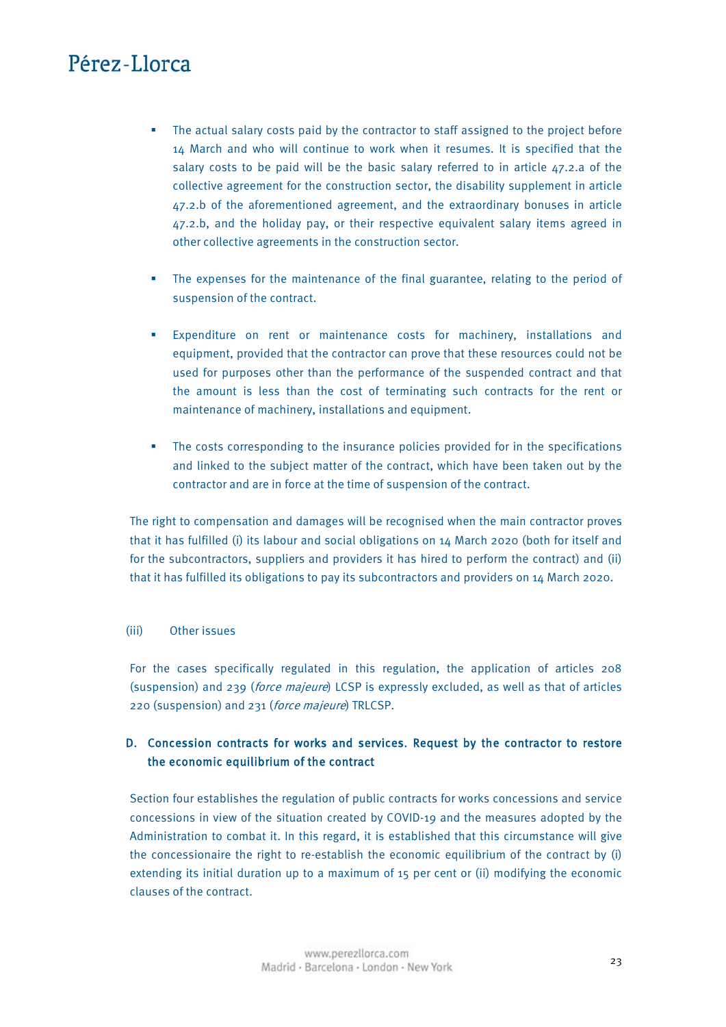- The actual salary costs paid by the contractor to staff assigned to the project before 14 March and who will continue to work when it resumes. It is specified that the salary costs to be paid will be the basic salary referred to in article 47.2.a of the collective agreement for the construction sector, the disability supplement in article 47.2.b of the aforementioned agreement, and the extraordinary bonuses in article 47.2.b, and the holiday pay, or their respective equivalent salary items agreed in other collective agreements in the construction sector.

- The expenses for the maintenance of the final guarantee, relating to the period of suspension of the contract.

- Expenditure on rent or maintenance costs for machinery, installations and equipment, provided that the contractor can prove that these resources could not be used for purposes other than the performance of the suspended contract and that the amount is less than the cost of terminating such contracts for the rent or maintenance of machinery, installations and equipment.

- The costs corresponding to the insurance policies provided for in the specifications and linked to the subject matter of the contract, which have been taken out by the contractor and are in force at the time of suspension of the contract.

The right to compensation and damages will be recognised when the main contractor proves that it has fulfilled (i) its labour and social obligations on 14 March 2020 (both for itself and for the subcontractors, suppliers and providers it has hired to perform the contract) and (ii) that it has fulfilled its obligations to pay its subcontractors and providers on 14 March 2020.

(iii) Other issues

For the cases specifically regulated in this regulation, the application of articles 208 (suspension) and 239 (*force majeure*) LCSP is expressly excluded, as well as that of articles 220 (suspension) and 231 (*force majeure*) TRLCSP.

### D. Concession contracts for works and services. Request by the contractor to restore the economic equilibrium of the contract

Section four establishes the regulation of public contracts for works concessions and service concessions in view of the situation created by COVID-19 and the measures adopted by the Administration to combat it. In this regard, it is established that this circumstance will give the concessionaire the right to re-establish the economic equilibrium of the contract by (i) extending its initial duration up to a maximum of 15 per cent or (ii) modifying the economic clauses of the contract.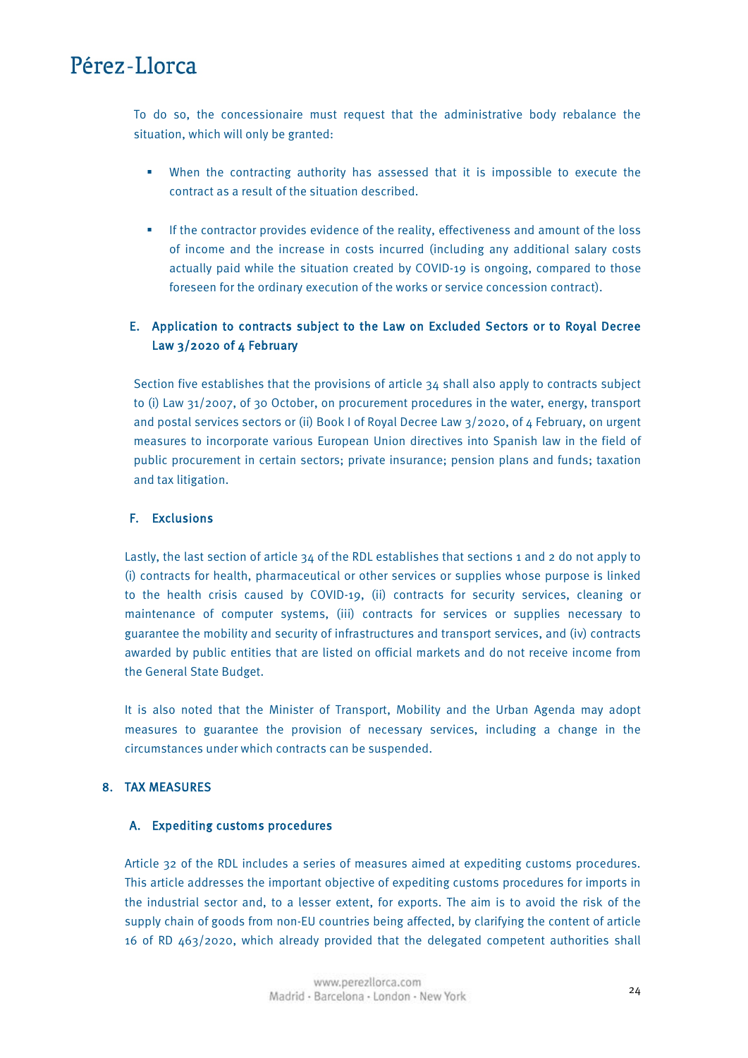To do so, the concessionaire must request that the administrative body rebalance the situation, which will only be granted:

- When the contracting authority has assessed that it is impossible to execute the contract as a result of the situation described.
- If the contractor provides evidence of the reality, effectiveness and amount of the loss of income and the increase in costs incurred (including any additional salary costs actually paid while the situation created by COVID-19 is ongoing, compared to those foreseen for the ordinary execution of the works or service concession contract).

### E. Application to contracts subject to the Law on Excluded Sectors or to Royal Decree Law 3/2020 of 4 February

Section five establishes that the provisions of article 34 shall also apply to contracts subject to (i) Law 31/2007, of 30 October, on procurement procedures in the water, energy, transport and postal services sectors or (ii) Book I of Royal Decree Law 3/2020, of 4 February, on urgent measures to incorporate various European Union directives into Spanish law in the field of public procurement in certain sectors; private insurance; pension plans and funds; taxation and tax litigation.

### F. Exclusions

Lastly, the last section of article 34 of the RDL establishes that sections 1 and 2 do not apply to (i) contracts for health, pharmaceutical or other services or supplies whose purpose is linked to the health crisis caused by COVID-19, (ii) contracts for security services, cleaning or maintenance of computer systems, (iii) contracts for services or supplies necessary to guarantee the mobility and security of infrastructures and transport services, and (iv) contracts awarded by public entities that are listed on official markets and do not receive income from the General State Budget.

It is also noted that the Minister of Transport, Mobility and the Urban Agenda may adopt measures to guarantee the provision of necessary services, including a change in the circumstances under which contracts can be suspended.

## 8. TAX MEASURES

### A. Expediting customs procedures

Article 32 of the RDL includes a series of measures aimed at expediting customs procedures. This article addresses the important objective of expediting customs procedures for imports in the industrial sector and, to a lesser extent, for exports. The aim is to avoid the risk of the supply chain of goods from non-EU countries being affected, by clarifying the content of article 16 of RD 463/2020, which already provided that the delegated competent authorities shall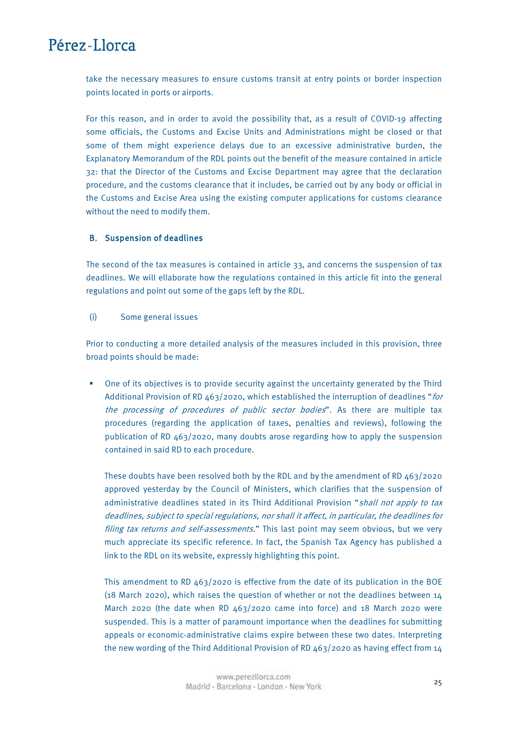take the necessary measures to ensure customs transit at entry points or border inspection points located in ports or airports.

For this reason, and in order to avoid the possibility that, as a result of COVID-19 affecting some officials, the Customs and Excise Units and Administrations might be closed or that some of them might experience delays due to an excessive administrative burden, the Explanatory Memorandum of the RDL points out the benefit of the measure contained in article 32: that the Director of the Customs and Excise Department may agree that the declaration procedure, and the customs clearance that it includes, be carried out by any body or official in the Customs and Excise Area using the existing computer applications for customs clearance without the need to modify them.

### B. Suspension of deadlines

The second of the tax measures is contained in article 33, and concerns the suspension of tax deadlines. We will ellaborate how the regulations contained in this article fit into the general regulations and point out some of the gaps left by the RDL.

#### (i) Some general issues

Prior to conducting a more detailed analysis of the measures included in this provision, three broad points should be made:

- One of its objectives is to provide security against the uncertainty generated by the Third Additional Provision of RD 463/2020, which established the interruption of deadlines "*for the processing of procedures of public sector bodies*". As there are multiple tax procedures (regarding the application of taxes, penalties and reviews), following the publication of RD 463/2020, many doubts arose regarding how to apply the suspension contained in said RD to each procedure.

  These doubts have been resolved both by the RDL and by the amendment of RD 463/2020 approved yesterday by the Council of Ministers, which clarifies that the suspension of administrative deadlines stated in its Third Additional Provision "*shall not apply to tax deadlines, subject to special regulations, nor shall it affect, in particular, the deadlines for filing tax returns and self-assessments.*" This last point may seem obvious, but we very much appreciate its specific reference. In fact, the Spanish Tax Agency has published a link to the RDL on its website, expressly highlighting this point.

  This amendment to RD 463/2020 is effective from the date of its publication in the BOE (18 March 2020), which raises the question of whether or not the deadlines between 14 March 2020 (the date when RD 463/2020 came into force) and 18 March 2020 were suspended. This is a matter of paramount importance when the deadlines for submitting appeals or economic-administrative claims expire between these two dates. Interpreting the new wording of the Third Additional Provision of RD 463/2020 as having effect from 14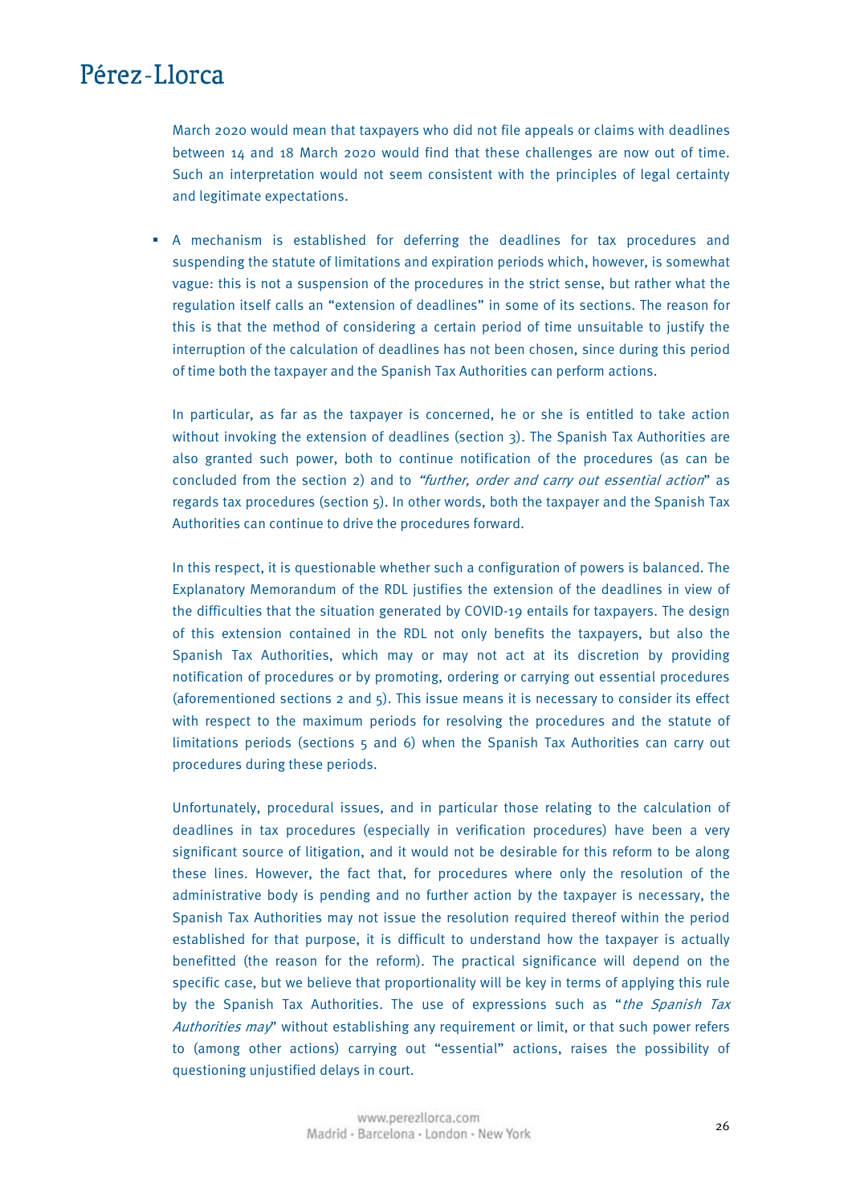March 2020 would mean that taxpayers who did not file appeals or claims with deadlines between 14 and 18 March 2020 would find that these challenges are now out of time. Such an interpretation would not seem consistent with the principles of legal certainty and legitimate expectations.

- A mechanism is established for deferring the deadlines for tax procedures and suspending the statute of limitations and expiration periods which, however, is somewhat vague: this is not a suspension of the procedures in the strict sense, but rather what the regulation itself calls an "extension of deadlines" in some of its sections. The reason for this is that the method of considering a certain period of time unsuitable to justify the interruption of the calculation of deadlines has not been chosen, since during this period of time both the taxpayer and the Spanish Tax Authorities can perform actions.

  In particular, as far as the taxpayer is concerned, he or she is entitled to take action without invoking the extension of deadlines (section 3). The Spanish Tax Authorities are also granted such power, both to continue notification of the procedures (as can be concluded from the section 2) and to *"further, order and carry out essential action*" as regards tax procedures (section 5). In other words, both the taxpayer and the Spanish Tax Authorities can continue to drive the procedures forward.

  In this respect, it is questionable whether such a configuration of powers is balanced. The Explanatory Memorandum of the RDL justifies the extension of the deadlines in view of the difficulties that the situation generated by COVID-19 entails for taxpayers. The design of this extension contained in the RDL not only benefits the taxpayers, but also the Spanish Tax Authorities, which may or may not act at its discretion by providing notification of procedures or by promoting, ordering or carrying out essential procedures (aforementioned sections 2 and 5). This issue means it is necessary to consider its effect with respect to the maximum periods for resolving the procedures and the statute of limitations periods (sections 5 and 6) when the Spanish Tax Authorities can carry out procedures during these periods.

  Unfortunately, procedural issues, and in particular those relating to the calculation of deadlines in tax procedures (especially in verification procedures) have been a very significant source of litigation, and it would not be desirable for this reform to be along these lines. However, the fact that, for procedures where only the resolution of the administrative body is pending and no further action by the taxpayer is necessary, the Spanish Tax Authorities may not issue the resolution required thereof within the period established for that purpose, it is difficult to understand how the taxpayer is actually benefitted (the reason for the reform). The practical significance will depend on the specific case, but we believe that proportionality will be key in terms of applying this rule by the Spanish Tax Authorities. The use of expressions such as "*the Spanish Tax Authorities may*" without establishing any requirement or limit, or that such power refers to (among other actions) carrying out "essential" actions, raises the possibility of questioning unjustified delays in court.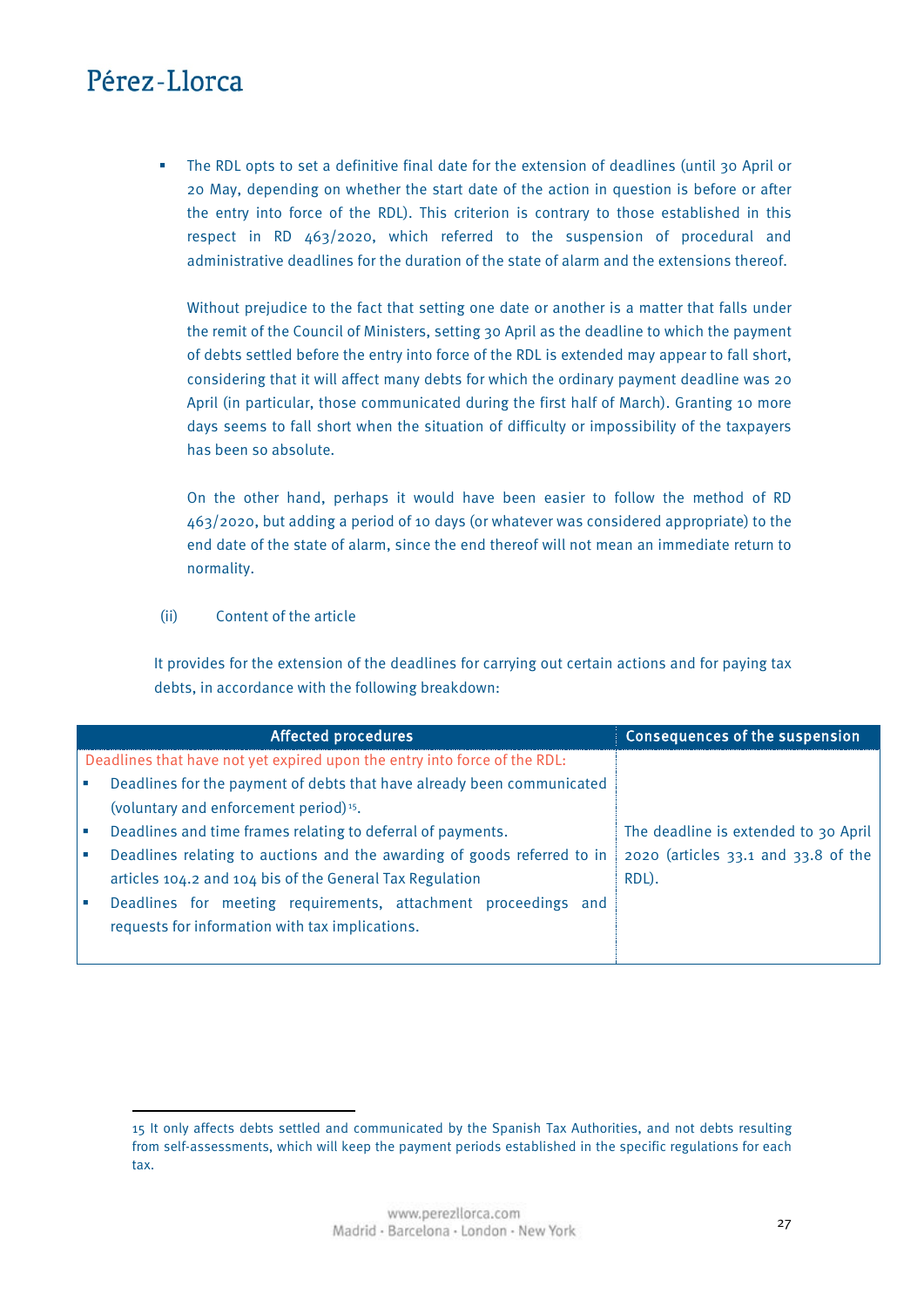- The RDL opts to set a definitive final date for the extension of deadlines (until 30 April or 20 May, depending on whether the start date of the action in question is before or after the entry into force of the RDL). This criterion is contrary to those established in this respect in RD 463/2020, which referred to the suspension of procedural and administrative deadlines for the duration of the state of alarm and the extensions thereof.

  Without prejudice to the fact that setting one date or another is a matter that falls under the remit of the Council of Ministers, setting 30 April as the deadline to which the payment of debts settled before the entry into force of the RDL is extended may appear to fall short, considering that it will affect many debts for which the ordinary payment deadline was 20 April (in particular, those communicated during the first half of March). Granting 10 more days seems to fall short when the situation of difficulty or impossibility of the taxpayers has been so absolute.

  On the other hand, perhaps it would have been easier to follow the method of RD 463/2020, but adding a period of 10 days (or whatever was considered appropriate) to the end date of the state of alarm, since the end thereof will not mean an immediate return to normality.

(ii) Content of the article

It provides for the extension of the deadlines for carrying out certain actions and for paying tax debts, in accordance with the following breakdown:

| Affected procedures | Consequences of the suspension |
|---|---|
| Deadlines that have not yet expired upon the entry into force of the RDL:<br>▪ Deadlines for the payment of debts that have already been communicated (voluntary and enforcement period)[15].<br>▪ Deadlines and time frames relating to deferral of payments.<br>▪ Deadlines relating to auctions and the awarding of goods referred to in articles 104.2 and 104 bis of the General Tax Regulation<br>▪ Deadlines for meeting requirements, attachment proceedings and requests for information with tax implications. | The deadline is extended to 30 April 2020 (articles 33.1 and 33.8 of the RDL). |

15 It only affects debts settled and communicated by the Spanish Tax Authorities, and not debts resulting from self-assessments, which will keep the payment periods established in the specific regulations for each tax.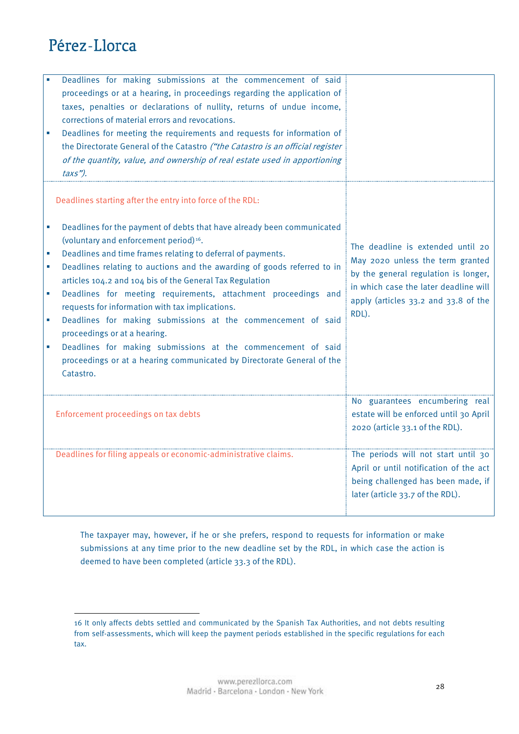| | |
|---|---|
| ▪ Deadlines for making submissions at the commencement of said proceedings or at a hearing, in proceedings regarding the application of taxes, penalties or declarations of nullity, returns of undue income, corrections of material errors and revocations.<br>▪ Deadlines for meeting the requirements and requests for information of the Directorate General of the Catastro *("the Catastro is an official register of the quantity, value, and ownership of real estate used in apportioning taxes").* | |
| Deadlines starting after the entry into force of the RDL:<br><br>▪ Deadlines for the payment of debts that have already been communicated (voluntary and enforcement period)[16].<br>▪ Deadlines and time frames relating to deferral of payments.<br>▪ Deadlines relating to auctions and the awarding of goods referred to in articles 104.2 and 104 bis of the General Tax Regulation<br>▪ Deadlines for meeting requirements, attachment proceedings and requests for information with tax implications.<br>▪ Deadlines for making submissions at the commencement of said proceedings or at a hearing.<br>▪ Deadlines for making submissions at the commencement of said proceedings or at a hearing communicated by Directorate General of the Catastro. | The deadline is extended until 20 May 2020 unless the term granted by the general regulation is longer, in which case the later deadline will apply (articles 33.2 and 33.8 of the RDL). |
| Enforcement proceedings on tax debts | No guarantees encumbering real estate will be enforced until 30 April 2020 (article 33.1 of the RDL). |
| Deadlines for filing appeals or economic-administrative claims. | The periods will not start until 30 April or until notification of the act being challenged has been made, if later (article 33.7 of the RDL). |

The taxpayer may, however, if he or she prefers, respond to requests for information or make submissions at any time prior to the new deadline set by the RDL, in which case the action is deemed to have been completed (article 33.3 of the RDL).

16 It only affects debts settled and communicated by the Spanish Tax Authorities, and not debts resulting from self-assessments, which will keep the payment periods established in the specific regulations for each tax.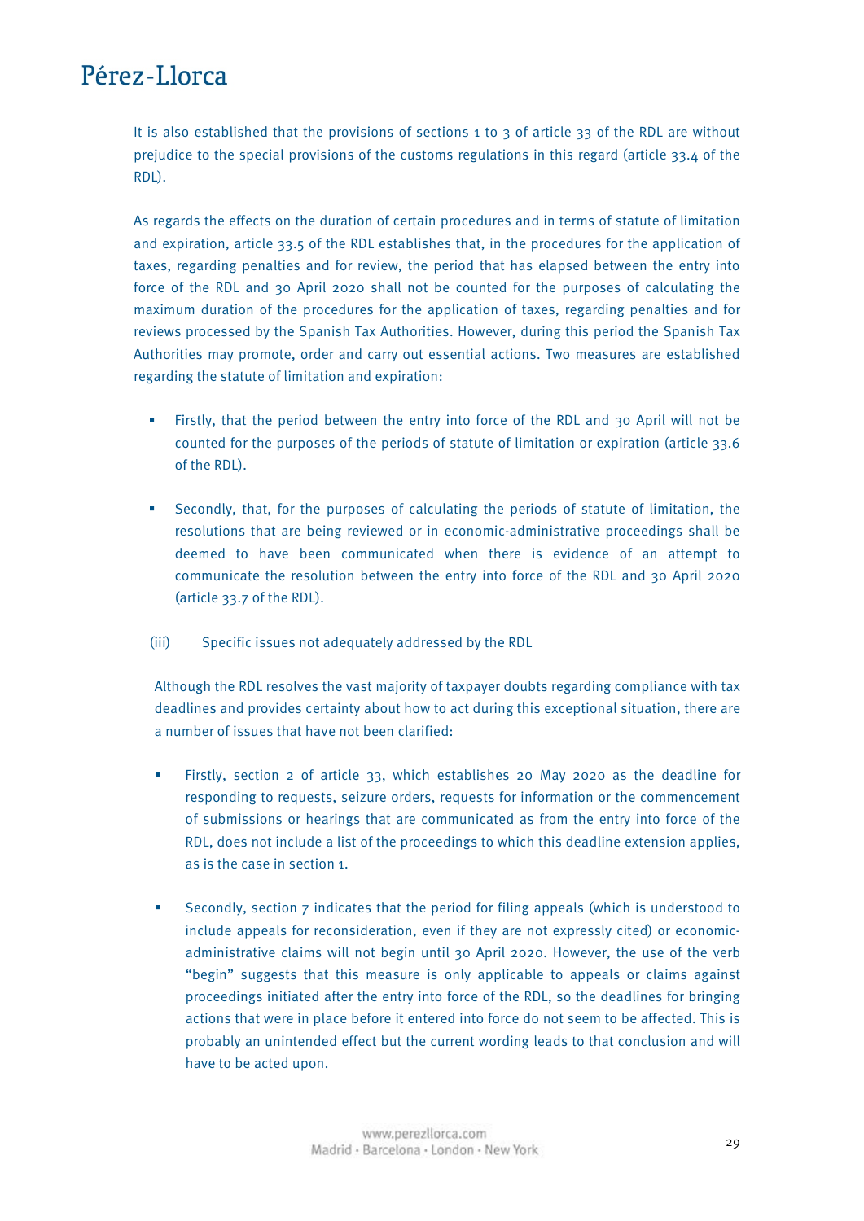It is also established that the provisions of sections 1 to 3 of article 33 of the RDL are without prejudice to the special provisions of the customs regulations in this regard (article 33.4 of the RDL).

As regards the effects on the duration of certain procedures and in terms of statute of limitation and expiration, article 33.5 of the RDL establishes that, in the procedures for the application of taxes, regarding penalties and for review, the period that has elapsed between the entry into force of the RDL and 30 April 2020 shall not be counted for the purposes of calculating the maximum duration of the procedures for the application of taxes, regarding penalties and for reviews processed by the Spanish Tax Authorities. However, during this period the Spanish Tax Authorities may promote, order and carry out essential actions. Two measures are established regarding the statute of limitation and expiration:

- Firstly, that the period between the entry into force of the RDL and 30 April will not be counted for the purposes of the periods of statute of limitation or expiration (article 33.6 of the RDL).

- Secondly, that, for the purposes of calculating the periods of statute of limitation, the resolutions that are being reviewed or in economic-administrative proceedings shall be deemed to have been communicated when there is evidence of an attempt to communicate the resolution between the entry into force of the RDL and 30 April 2020 (article 33.7 of the RDL).

(iii) Specific issues not adequately addressed by the RDL

Although the RDL resolves the vast majority of taxpayer doubts regarding compliance with tax deadlines and provides certainty about how to act during this exceptional situation, there are a number of issues that have not been clarified:

- Firstly, section 2 of article 33, which establishes 20 May 2020 as the deadline for responding to requests, seizure orders, requests for information or the commencement of submissions or hearings that are communicated as from the entry into force of the RDL, does not include a list of the proceedings to which this deadline extension applies, as is the case in section 1.

- Secondly, section 7 indicates that the period for filing appeals (which is understood to include appeals for reconsideration, even if they are not expressly cited) or economic-administrative claims will not begin until 30 April 2020. However, the use of the verb "begin" suggests that this measure is only applicable to appeals or claims against proceedings initiated after the entry into force of the RDL, so the deadlines for bringing actions that were in place before it entered into force do not seem to be affected. This is probably an unintended effect but the current wording leads to that conclusion and will have to be acted upon.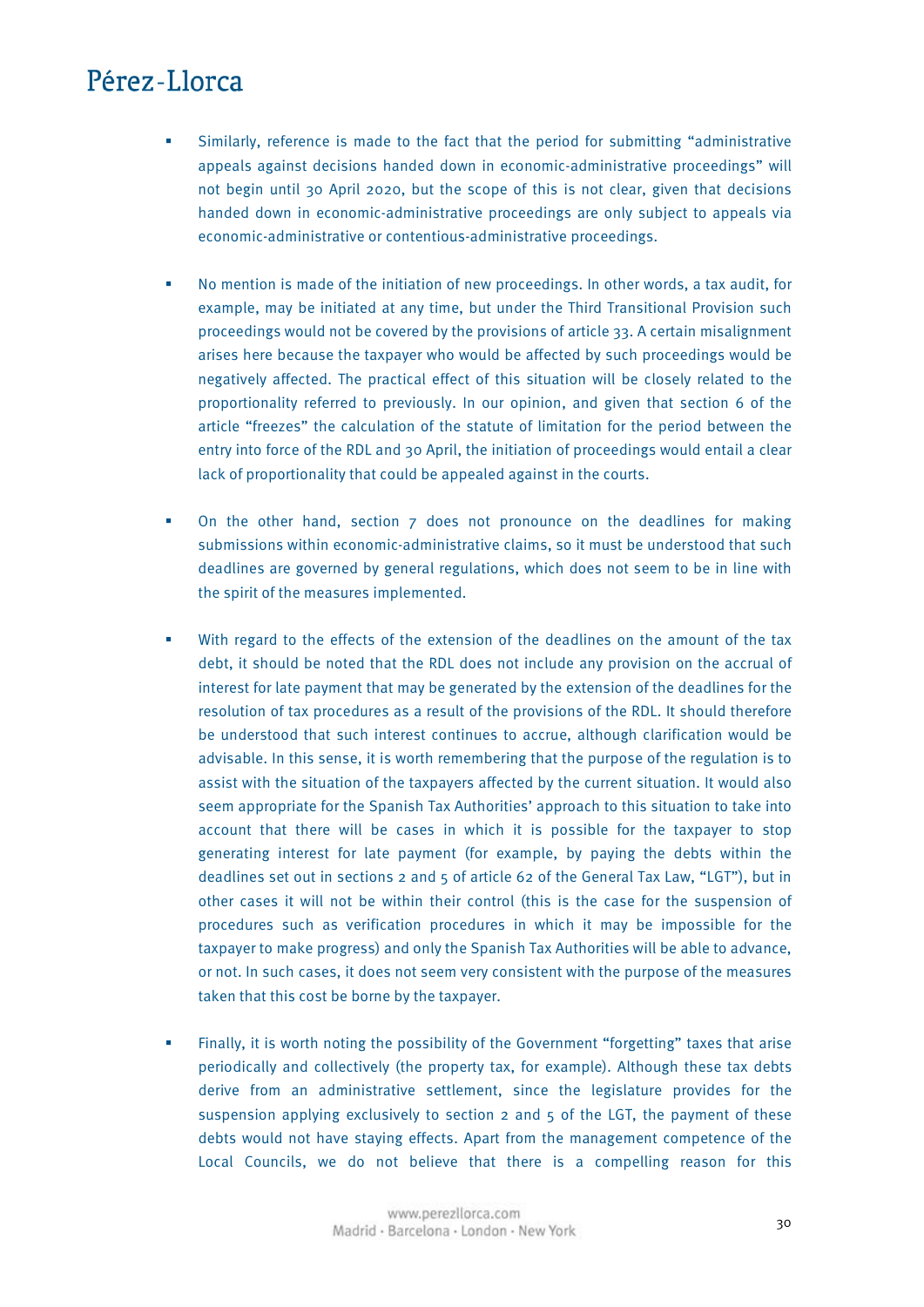- Similarly, reference is made to the fact that the period for submitting "administrative appeals against decisions handed down in economic-administrative proceedings" will not begin until 30 April 2020, but the scope of this is not clear, given that decisions handed down in economic-administrative proceedings are only subject to appeals via economic-administrative or contentious-administrative proceedings.

- No mention is made of the initiation of new proceedings. In other words, a tax audit, for example, may be initiated at any time, but under the Third Transitional Provision such proceedings would not be covered by the provisions of article 33. A certain misalignment arises here because the taxpayer who would be affected by such proceedings would be negatively affected. The practical effect of this situation will be closely related to the proportionality referred to previously. In our opinion, and given that section 6 of the article "freezes" the calculation of the statute of limitation for the period between the entry into force of the RDL and 30 April, the initiation of proceedings would entail a clear lack of proportionality that could be appealed against in the courts.

- On the other hand, section 7 does not pronounce on the deadlines for making submissions within economic-administrative claims, so it must be understood that such deadlines are governed by general regulations, which does not seem to be in line with the spirit of the measures implemented.

- With regard to the effects of the extension of the deadlines on the amount of the tax debt, it should be noted that the RDL does not include any provision on the accrual of interest for late payment that may be generated by the extension of the deadlines for the resolution of tax procedures as a result of the provisions of the RDL. It should therefore be understood that such interest continues to accrue, although clarification would be advisable. In this sense, it is worth remembering that the purpose of the regulation is to assist with the situation of the taxpayers affected by the current situation. It would also seem appropriate for the Spanish Tax Authorities' approach to this situation to take into account that there will be cases in which it is possible for the taxpayer to stop generating interest for late payment (for example, by paying the debts within the deadlines set out in sections 2 and 5 of article 62 of the General Tax Law, "LGT"), but in other cases it will not be within their control (this is the case for the suspension of procedures such as verification procedures in which it may be impossible for the taxpayer to make progress) and only the Spanish Tax Authorities will be able to advance, or not. In such cases, it does not seem very consistent with the purpose of the measures taken that this cost be borne by the taxpayer.

- Finally, it is worth noting the possibility of the Government "forgetting" taxes that arise periodically and collectively (the property tax, for example). Although these tax debts derive from an administrative settlement, since the legislature provides for the suspension applying exclusively to section 2 and 5 of the LGT, the payment of these debts would not have staying effects. Apart from the management competence of the Local Councils, we do not believe that there is a compelling reason for this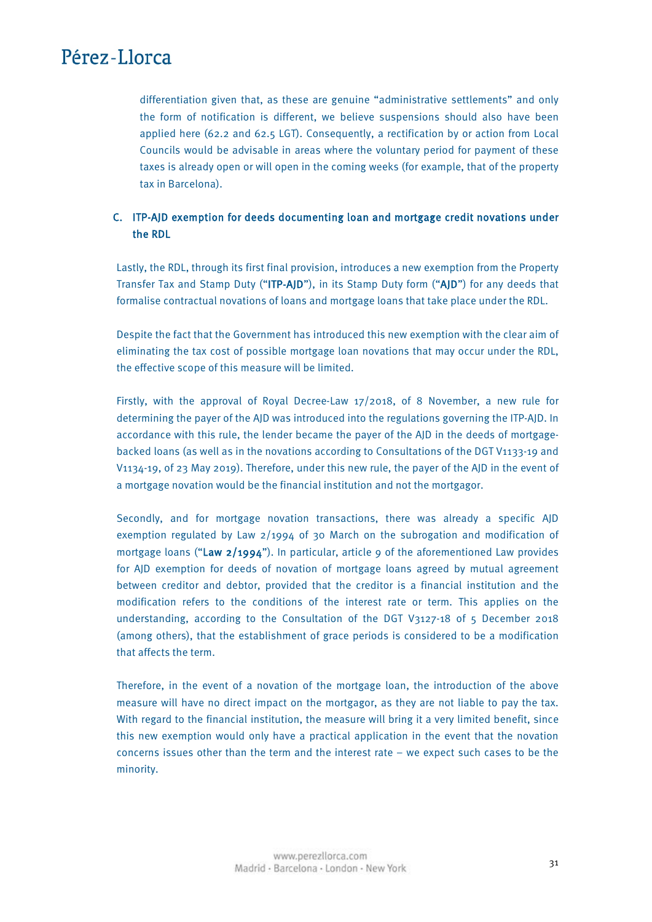differentiation given that, as these are genuine "administrative settlements" and only the form of notification is different, we believe suspensions should also have been applied here (62.2 and 62.5 LGT). Consequently, a rectification by or action from Local Councils would be advisable in areas where the voluntary period for payment of these taxes is already open or will open in the coming weeks (for example, that of the property tax in Barcelona).

### C. ITP-AJD exemption for deeds documenting loan and mortgage credit novations under the RDL

Lastly, the RDL, through its first final provision, introduces a new exemption from the Property Transfer Tax and Stamp Duty ("**ITP-AJD**"), in its Stamp Duty form ("**AJD**") for any deeds that formalise contractual novations of loans and mortgage loans that take place under the RDL.

Despite the fact that the Government has introduced this new exemption with the clear aim of eliminating the tax cost of possible mortgage loan novations that may occur under the RDL, the effective scope of this measure will be limited.

Firstly, with the approval of Royal Decree-Law 17/2018, of 8 November, a new rule for determining the payer of the AJD was introduced into the regulations governing the ITP-AJD. In accordance with this rule, the lender became the payer of the AJD in the deeds of mortgage-backed loans (as well as in the novations according to Consultations of the DGT V1133-19 and V1134-19, of 23 May 2019). Therefore, under this new rule, the payer of the AJD in the event of a mortgage novation would be the financial institution and not the mortgagor.

Secondly, and for mortgage novation transactions, there was already a specific AJD exemption regulated by Law 2/1994 of 30 March on the subrogation and modification of mortgage loans ("**Law 2/1994**"). In particular, article 9 of the aforementioned Law provides for AJD exemption for deeds of novation of mortgage loans agreed by mutual agreement between creditor and debtor, provided that the creditor is a financial institution and the modification refers to the conditions of the interest rate or term. This applies on the understanding, according to the Consultation of the DGT V3127-18 of 5 December 2018 (among others), that the establishment of grace periods is considered to be a modification that affects the term.

Therefore, in the event of a novation of the mortgage loan, the introduction of the above measure will have no direct impact on the mortgagor, as they are not liable to pay the tax. With regard to the financial institution, the measure will bring it a very limited benefit, since this new exemption would only have a practical application in the event that the novation concerns issues other than the term and the interest rate – we expect such cases to be the minority.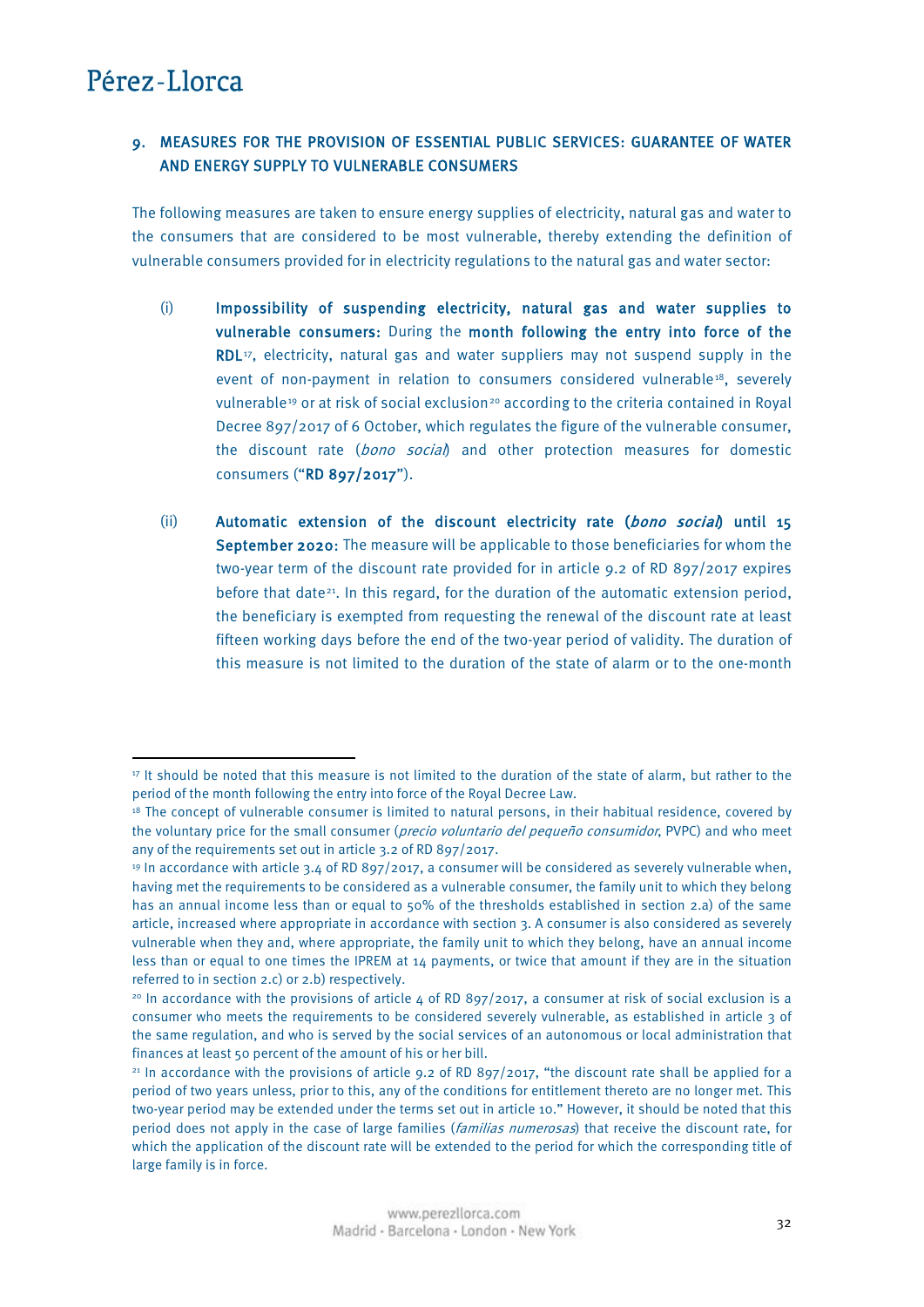## 9. MEASURES FOR THE PROVISION OF ESSENTIAL PUBLIC SERVICES: GUARANTEE OF WATER AND ENERGY SUPPLY TO VULNERABLE CONSUMERS

The following measures are taken to ensure energy supplies of electricity, natural gas and water to the consumers that are considered to be most vulnerable, thereby extending the definition of vulnerable consumers provided for in electricity regulations to the natural gas and water sector:

(i) **Impossibility of suspending electricity, natural gas and water supplies to vulnerable consumers:** During the **month following the entry into force of the RDL**[17], electricity, natural gas and water suppliers may not suspend supply in the event of non-payment in relation to consumers considered vulnerable[18], severely vulnerable[19] or at risk of social exclusion[20] according to the criteria contained in Royal Decree 897/2017 of 6 October, which regulates the figure of the vulnerable consumer, the discount rate (*bono social*) and other protection measures for domestic consumers ("**RD 897/2017**").

(ii) **Automatic extension of the discount electricity rate (*bono social*) until 15 September 2020:** The measure will be applicable to those beneficiaries for whom the two-year term of the discount rate provided for in article 9.2 of RD 897/2017 expires before that date[21]. In this regard, for the duration of the automatic extension period, the beneficiary is exempted from requesting the renewal of the discount rate at least fifteen working days before the end of the two-year period of validity. The duration of this measure is not limited to the duration of the state of alarm or to the one-month

---

[17] It should be noted that this measure is not limited to the duration of the state of alarm, but rather to the period of the month following the entry into force of the Royal Decree Law.

[18] The concept of vulnerable consumer is limited to natural persons, in their habitual residence, covered by the voluntary price for the small consumer (*precio voluntario del pequeño consumidor*, PVPC) and who meet any of the requirements set out in article 3.2 of RD 897/2017.

[19] In accordance with article 3.4 of RD 897/2017, a consumer will be considered as severely vulnerable when, having met the requirements to be considered as a vulnerable consumer, the family unit to which they belong has an annual income less than or equal to 50% of the thresholds established in section 2.a) of the same article, increased where appropriate in accordance with section 3. A consumer is also considered as severely vulnerable when they and, where appropriate, the family unit to which they belong, have an annual income less than or equal to one times the IPREM at 14 payments, or twice that amount if they are in the situation referred to in section 2.c) or 2.b) respectively.

[20] In accordance with the provisions of article 4 of RD 897/2017, a consumer at risk of social exclusion is a consumer who meets the requirements to be considered severely vulnerable, as established in article 3 of the same regulation, and who is served by the social services of an autonomous or local administration that finances at least 50 percent of the amount of his or her bill.

[21] In accordance with the provisions of article 9.2 of RD 897/2017, "the discount rate shall be applied for a period of two years unless, prior to this, any of the conditions for entitlement thereto are no longer met. This two-year period may be extended under the terms set out in article 10." However, it should be noted that this period does not apply in the case of large families (*familias numerosas*) that receive the discount rate, for which the application of the discount rate will be extended to the period for which the corresponding title of large family is in force.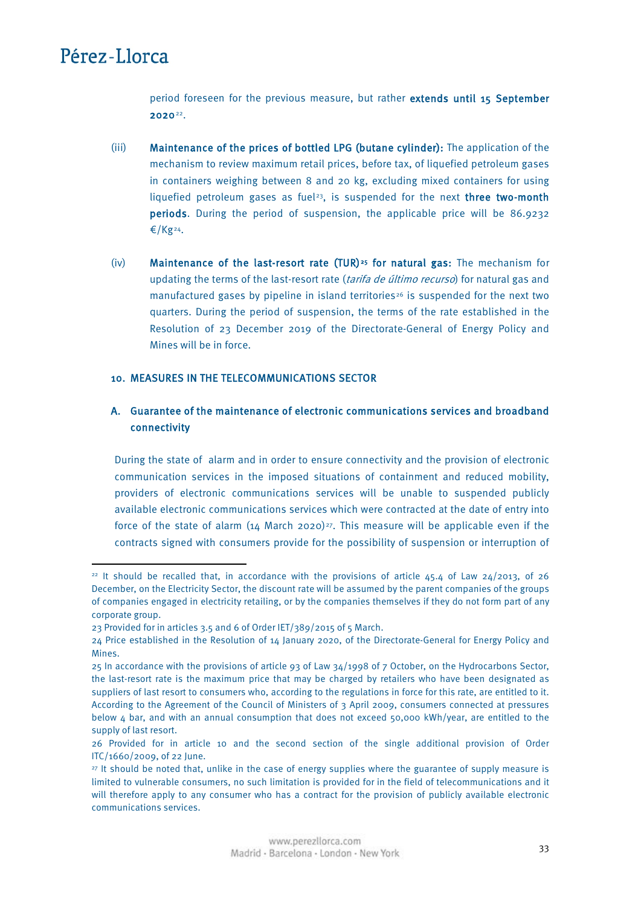period foreseen for the previous measure, but rather **extends until 15 September 2020**[22].

(iii) **Maintenance of the prices of bottled LPG (butane cylinder):** The application of the mechanism to review maximum retail prices, before tax, of liquefied petroleum gases in containers weighing between 8 and 20 kg, excluding mixed containers for using liquefied petroleum gases as fuel[23], is suspended for the next **three two-month periods**. During the period of suspension, the applicable price will be 86.9232 €/Kg[24].

(iv) **Maintenance of the last-resort rate (TUR)[25] for natural gas:** The mechanism for updating the terms of the last-resort rate (*tarifa de último recurso*) for natural gas and manufactured gases by pipeline in island territories[26] is suspended for the next two quarters. During the period of suspension, the terms of the rate established in the Resolution of 23 December 2019 of the Directorate-General of Energy Policy and Mines will be in force.

## 10. MEASURES IN THE TELECOMMUNICATIONS SECTOR

### A. Guarantee of the maintenance of electronic communications services and broadband connectivity

During the state of alarm and in order to ensure connectivity and the provision of electronic communication services in the imposed situations of containment and reduced mobility, providers of electronic communications services will be unable to suspended publicly available electronic communications services which were contracted at the date of entry into force of the state of alarm (14 March 2020)[27]. This measure will be applicable even if the contracts signed with consumers provide for the possibility of suspension or interruption of

---

[22] It should be recalled that, in accordance with the provisions of article 45.4 of Law 24/2013, of 26 December, on the Electricity Sector, the discount rate will be assumed by the parent companies of the groups of companies engaged in electricity retailing, or by the companies themselves if they do not form part of any corporate group.

23 Provided for in articles 3.5 and 6 of Order IET/389/2015 of 5 March.

24 Price established in the Resolution of 14 January 2020, of the Directorate-General for Energy Policy and Mines.

25 In accordance with the provisions of article 93 of Law 34/1998 of 7 October, on the Hydrocarbons Sector, the last-resort rate is the maximum price that may be charged by retailers who have been designated as suppliers of last resort to consumers who, according to the regulations in force for this rate, are entitled to it. According to the Agreement of the Council of Ministers of 3 April 2009, consumers connected at pressures below 4 bar, and with an annual consumption that does not exceed 50,000 kWh/year, are entitled to the supply of last resort.

26 Provided for in article 10 and the second section of the single additional provision of Order ITC/1660/2009, of 22 June.

[27] It should be noted that, unlike in the case of energy supplies where the guarantee of supply measure is limited to vulnerable consumers, no such limitation is provided for in the field of telecommunications and it will therefore apply to any consumer who has a contract for the provision of publicly available electronic communications services.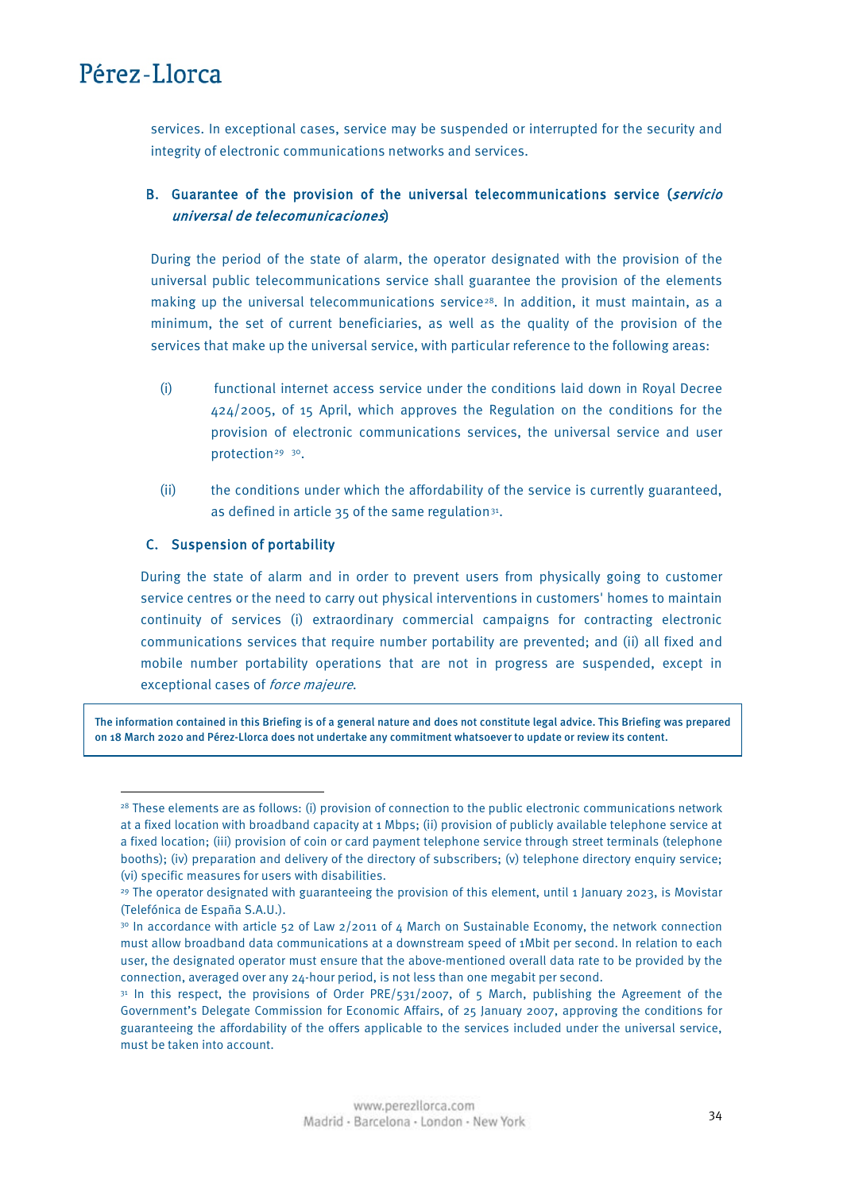services. In exceptional cases, service may be suspended or interrupted for the security and integrity of electronic communications networks and services.

### B. Guarantee of the provision of the universal telecommunications service (*servicio universal de telecomunicaciones*)

During the period of the state of alarm, the operator designated with the provision of the universal public telecommunications service shall guarantee the provision of the elements making up the universal telecommunications service[28]. In addition, it must maintain, as a minimum, the set of current beneficiaries, as well as the quality of the provision of the services that make up the universal service, with particular reference to the following areas:

(i) functional internet access service under the conditions laid down in Royal Decree 424/2005, of 15 April, which approves the Regulation on the conditions for the provision of electronic communications services, the universal service and user protection[29] [30].

(ii) the conditions under which the affordability of the service is currently guaranteed, as defined in article 35 of the same regulation[31].

### C. Suspension of portability

During the state of alarm and in order to prevent users from physically going to customer service centres or the need to carry out physical interventions in customers' homes to maintain continuity of services (i) extraordinary commercial campaigns for contracting electronic communications services that require number portability are prevented; and (ii) all fixed and mobile number portability operations that are not in progress are suspended, except in exceptional cases of *force majeure*.

**The information contained in this Briefing is of a general nature and does not constitute legal advice. This Briefing was prepared on 18 March 2020 and Pérez-Llorca does not undertake any commitment whatsoever to update or review its content.**

---

[28] These elements are as follows: (i) provision of connection to the public electronic communications network at a fixed location with broadband capacity at 1 Mbps; (ii) provision of publicly available telephone service at a fixed location; (iii) provision of coin or card payment telephone service through street terminals (telephone booths); (iv) preparation and delivery of the directory of subscribers; (v) telephone directory enquiry service; (vi) specific measures for users with disabilities.

[29] The operator designated with guaranteeing the provision of this element, until 1 January 2023, is Movistar (Telefónica de España S.A.U.).

[30] In accordance with article 52 of Law 2/2011 of 4 March on Sustainable Economy, the network connection must allow broadband data communications at a downstream speed of 1Mbit per second. In relation to each user, the designated operator must ensure that the above-mentioned overall data rate to be provided by the connection, averaged over any 24-hour period, is not less than one megabit per second.

[31] In this respect, the provisions of Order PRE/531/2007, of 5 March, publishing the Agreement of the Government's Delegate Commission for Economic Affairs, of 25 January 2007, approving the conditions for guaranteeing the affordability of the offers applicable to the services included under the universal service, must be taken into account.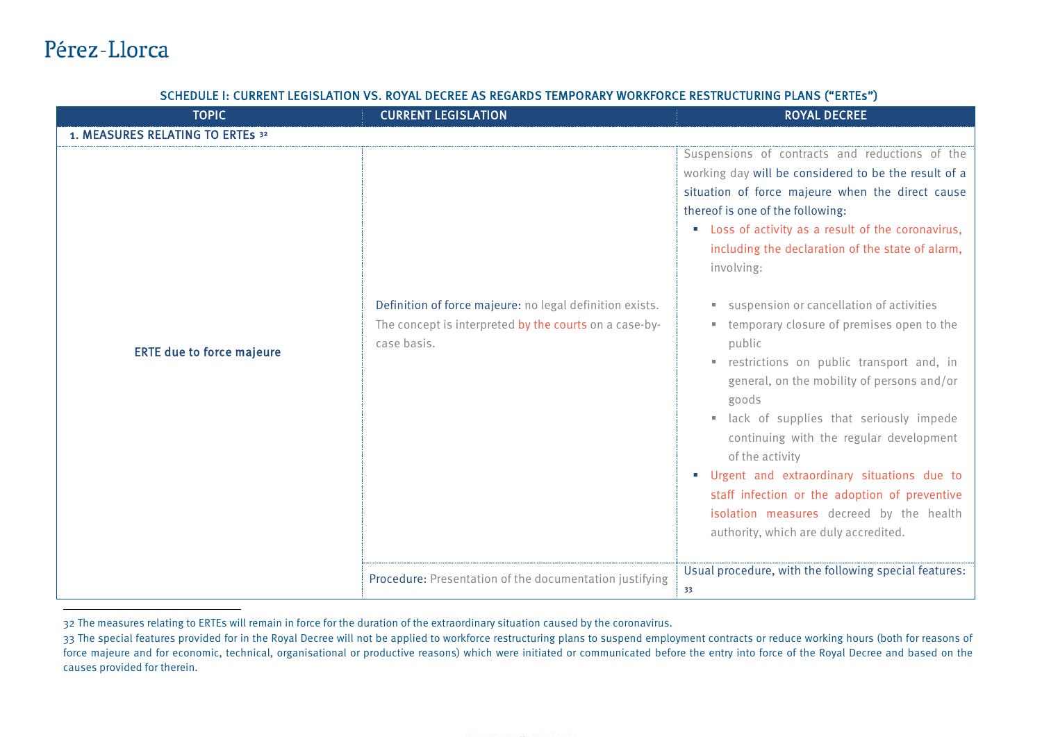**SCHEDULE I: CURRENT LEGISLATION VS. ROYAL DECREE AS REGARDS TEMPORARY WORKFORCE RESTRUCTURING PLANS ("ERTEs")**

| TOPIC | CURRENT LEGISLATION | ROYAL DECREE |
|---|---|---|
| **1. MEASURES RELATING TO ERTEs [32]** | | |
| ERTE due to force majeure | Definition of force majeure: no legal definition exists. The concept is interpreted by the courts on a case-by-case basis. | Suspensions of contracts and reductions of the working day will be considered to be the result of a situation of force majeure when the direct cause thereof is one of the following:<br>▪ Loss of activity as a result of the coronavirus, including the declaration of the state of alarm, involving:<br>&nbsp;&nbsp;▪ suspension or cancellation of activities<br>&nbsp;&nbsp;▪ temporary closure of premises open to the public<br>&nbsp;&nbsp;▪ restrictions on public transport and, in general, on the mobility of persons and/or goods<br>&nbsp;&nbsp;▪ lack of supplies that seriously impede continuing with the regular development of the activity<br>▪ Urgent and extraordinary situations due to staff infection or the adoption of preventive isolation measures decreed by the health authority, which are duly accredited. |
| | Procedure: Presentation of the documentation justifying | Usual procedure, with the following special features: [33] |

32 The measures relating to ERTEs will remain in force for the duration of the extraordinary situation caused by the coronavirus.

33 The special features provided for in the Royal Decree will not be applied to workforce restructuring plans to suspend employment contracts or reduce working hours (both for reasons of force majeure and for economic, technical, organisational or productive reasons) which were initiated or communicated before the entry into force of the Royal Decree and based on the causes provided for therein.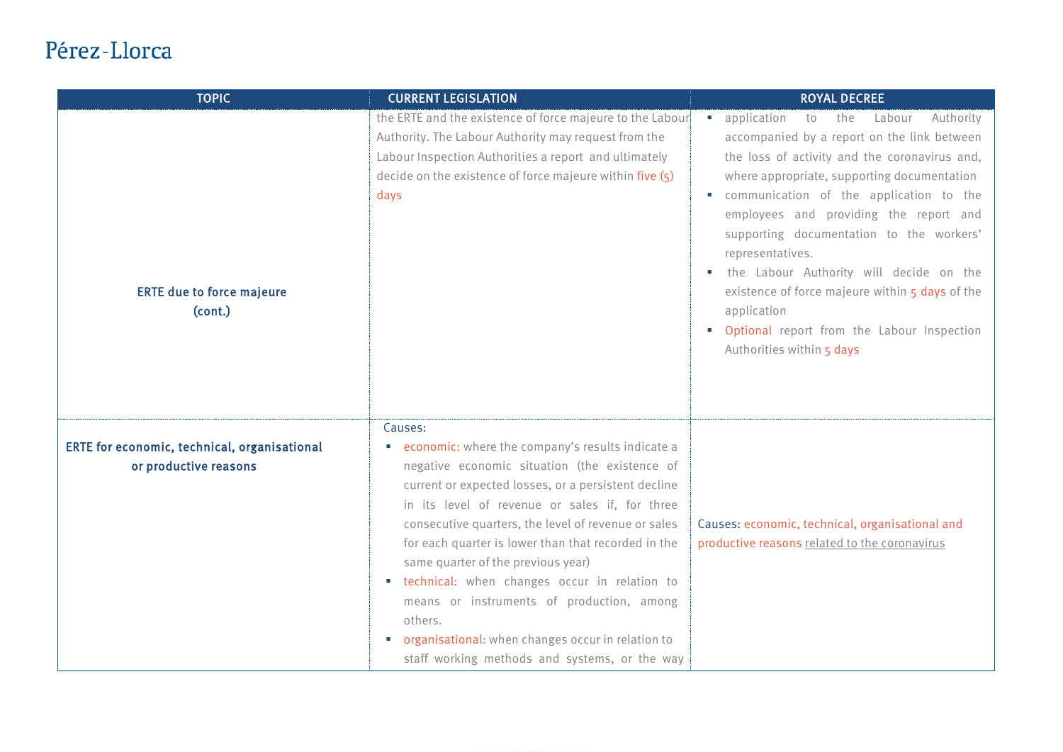| TOPIC | CURRENT LEGISLATION | ROYAL DECREE |
|---|---|---|
| ERTE due to force majeure (cont.) | the ERTE and the existence of force majeure to the Labour Authority. The Labour Authority may request from the Labour Inspection Authorities a report and ultimately decide on the existence of force majeure within five (5) days | ▪ application to the Labour Authority accompanied by a report on the link between the loss of activity and the coronavirus and, where appropriate, supporting documentation<br>▪ communication of the application to the employees and providing the report and supporting documentation to the workers' representatives.<br>▪ the Labour Authority will decide on the existence of force majeure within 5 days of the application<br>▪ Optional report from the Labour Inspection Authorities within 5 days |
| ERTE for economic, technical, organisational or productive reasons | Causes:<br>▪ economic: where the company's results indicate a negative economic situation (the existence of current or expected losses, or a persistent decline in its level of revenue or sales if, for three consecutive quarters, the level of revenue or sales for each quarter is lower than that recorded in the same quarter of the previous year)<br>▪ technical: when changes occur in relation to means or instruments of production, among others.<br>▪ organisational: when changes occur in relation to staff working methods and systems, or the way | Causes: economic, technical, organisational and productive reasons related to the coronavirus |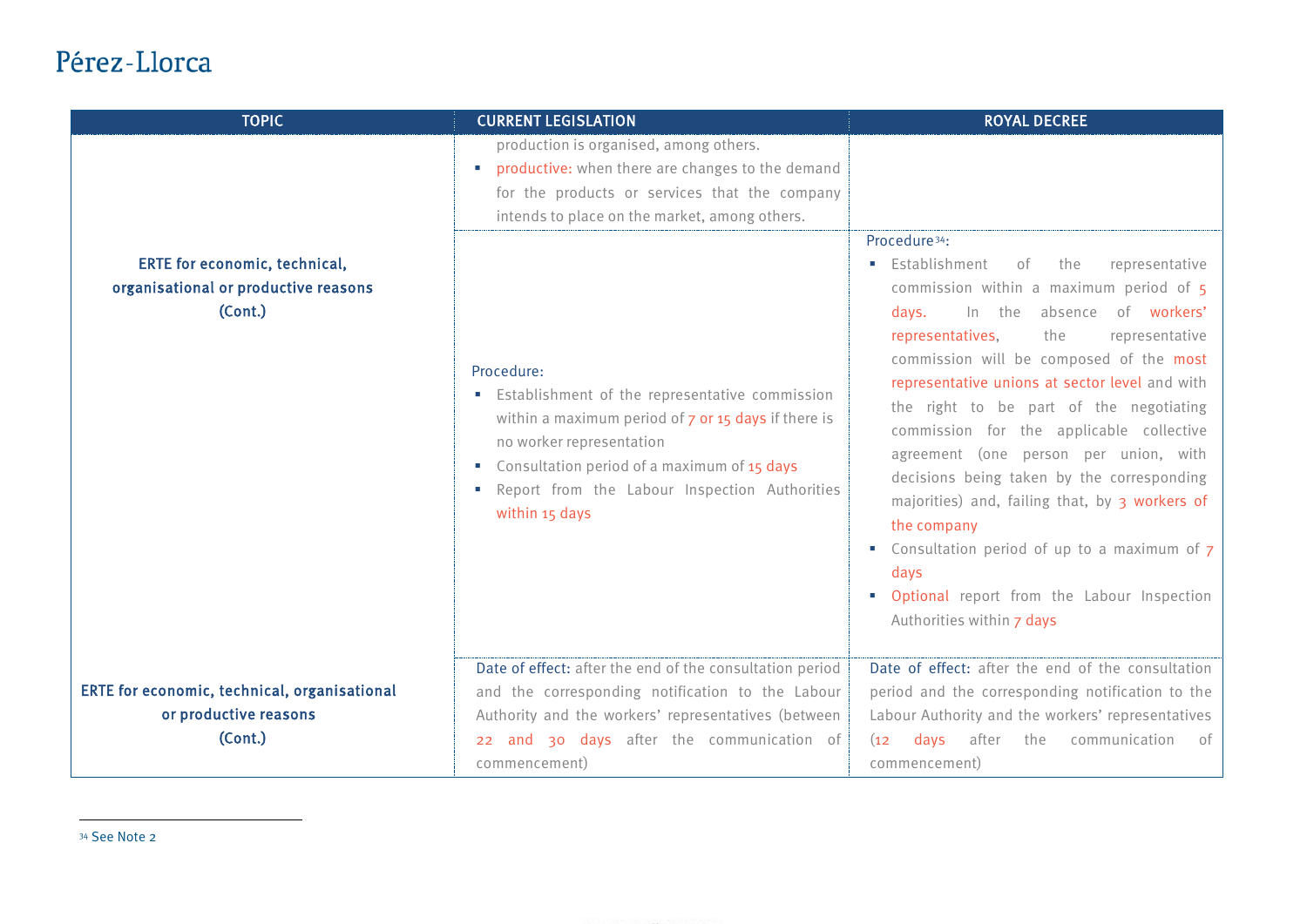| TOPIC | CURRENT LEGISLATION | ROYAL DECREE |
|---|---|---|
| ERTE for economic, technical, organisational or productive reasons (Cont.) | production is organised, among others.<br>▪ productive: when there are changes to the demand for the products or services that the company intends to place on the market, among others. | |
| | Procedure:<br>▪ Establishment of the representative commission within a maximum period of 7 or 15 days if there is no worker representation<br>▪ Consultation period of a maximum of 15 days<br>▪ Report from the Labour Inspection Authorities within 15 days | Procedure[34]:<br>▪ Establishment of the representative commission within a maximum period of 5 days. In the absence of workers' representatives, the representative commission will be composed of the most representative unions at sector level and with the right to be part of the negotiating commission for the applicable collective agreement (one person per union, with decisions being taken by the corresponding majorities) and, failing that, by 3 workers of the company<br>▪ Consultation period of up to a maximum of 7 days<br>▪ Optional report from the Labour Inspection Authorities within 7 days |
| ERTE for economic, technical, organisational or productive reasons (Cont.) | Date of effect: after the end of the consultation period and the corresponding notification to the Labour Authority and the workers' representatives (between 22 and 30 days after the communication of commencement) | Date of effect: after the end of the consultation period and the corresponding notification to the Labour Authority and the workers' representatives (12 days after the communication of commencement) |

[34] See Note 2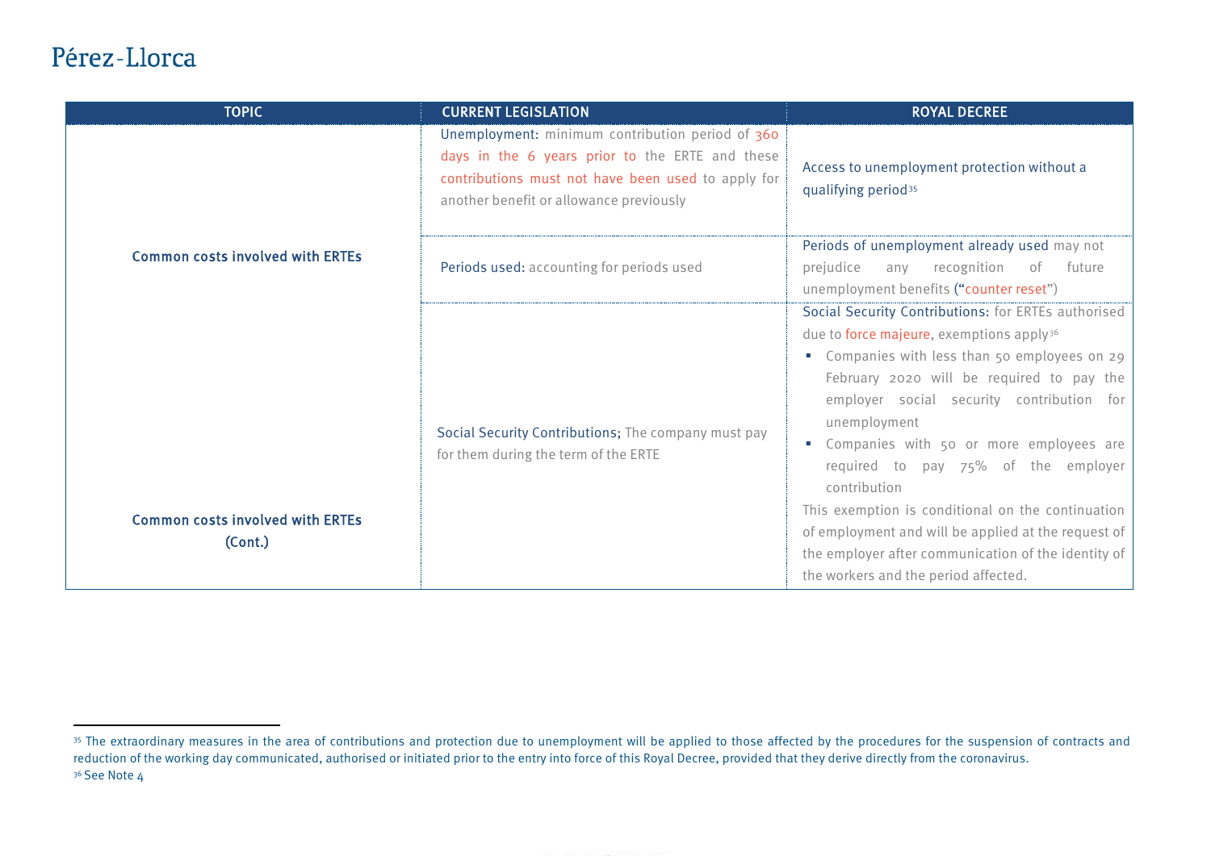| TOPIC | CURRENT LEGISLATION | ROYAL DECREE |
|---|---|---|
| Common costs involved with ERTEs | Unemployment: minimum contribution period of 360 days in the 6 years prior to the ERTE and these contributions must not have been used to apply for another benefit or allowance previously | Access to unemployment protection without a qualifying period[35] |
| | Periods used: accounting for periods used | Periods of unemployment already used may not prejudice any recognition of future unemployment benefits ("counter reset") |
| Common costs involved with ERTEs (Cont.) | Social Security Contributions; The company must pay for them during the term of the ERTE | Social Security Contributions: for ERTEs authorised due to force majeure, exemptions apply[36]<br>▪ Companies with less than 50 employees on 29 February 2020 will be required to pay the employer social security contribution for unemployment<br>▪ Companies with 50 or more employees are required to pay 75% of the employer contribution<br>This exemption is conditional on the continuation of employment and will be applied at the request of the employer after communication of the identity of the workers and the period affected. |

[35] The extraordinary measures in the area of contributions and protection due to unemployment will be applied to those affected by the procedures for the suspension of contracts and reduction of the working day communicated, authorised or initiated prior to the entry into force of this Royal Decree, provided that they derive directly from the coronavirus.

[36] See Note 4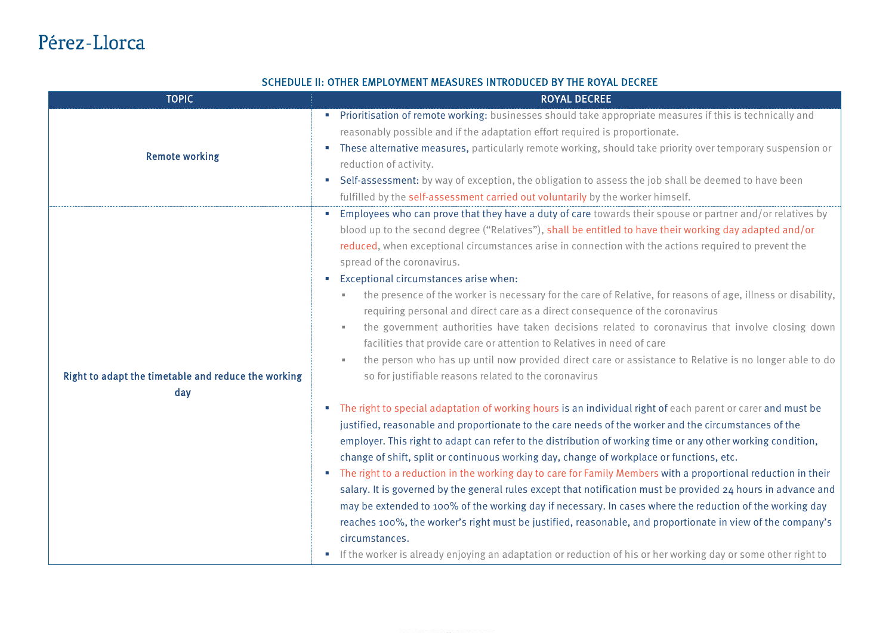### SCHEDULE II: OTHER EMPLOYMENT MEASURES INTRODUCED BY THE ROYAL DECREE

| TOPIC | ROYAL DECREE |
|---|---|
| Remote working | ▪ Prioritisation of remote working: businesses should take appropriate measures if this is technically and reasonably possible and if the adaptation effort required is proportionate.<br>▪ These alternative measures, particularly remote working, should take priority over temporary suspension or reduction of activity.<br>▪ Self-assessment: by way of exception, the obligation to assess the job shall be deemed to have been fulfilled by the self-assessment carried out voluntarily by the worker himself. |
| Right to adapt the timetable and reduce the working day | ▪ Employees who can prove that they have a duty of care towards their spouse or partner and/or relatives by blood up to the second degree ("Relatives"), shall be entitled to have their working day adapted and/or reduced, when exceptional circumstances arise in connection with the actions required to prevent the spread of the coronavirus.<br>▪ Exceptional circumstances arise when:<br>&nbsp;&nbsp;▪ the presence of the worker is necessary for the care of Relative, for reasons of age, illness or disability, requiring personal and direct care as a direct consequence of the coronavirus<br>&nbsp;&nbsp;▪ the government authorities have taken decisions related to coronavirus that involve closing down facilities that provide care or attention to Relatives in need of care<br>&nbsp;&nbsp;▪ the person who has up until now provided direct care or assistance to Relative is no longer able to do so for justifiable reasons related to the coronavirus<br>▪ The right to special adaptation of working hours is an individual right of each parent or carer and must be justified, reasonable and proportionate to the care needs of the worker and the circumstances of the employer. This right to adapt can refer to the distribution of working time or any other working condition, change of shift, split or continuous working day, change of workplace or functions, etc.<br>▪ The right to a reduction in the working day to care for Family Members with a proportional reduction in their salary. It is governed by the general rules except that notification must be provided 24 hours in advance and may be extended to 100% of the working day if necessary. In cases where the reduction of the working day reaches 100%, the worker's right must be justified, reasonable, and proportionate in view of the company's circumstances.<br>▪ If the worker is already enjoying an adaptation or reduction of his or her working day or some other right to |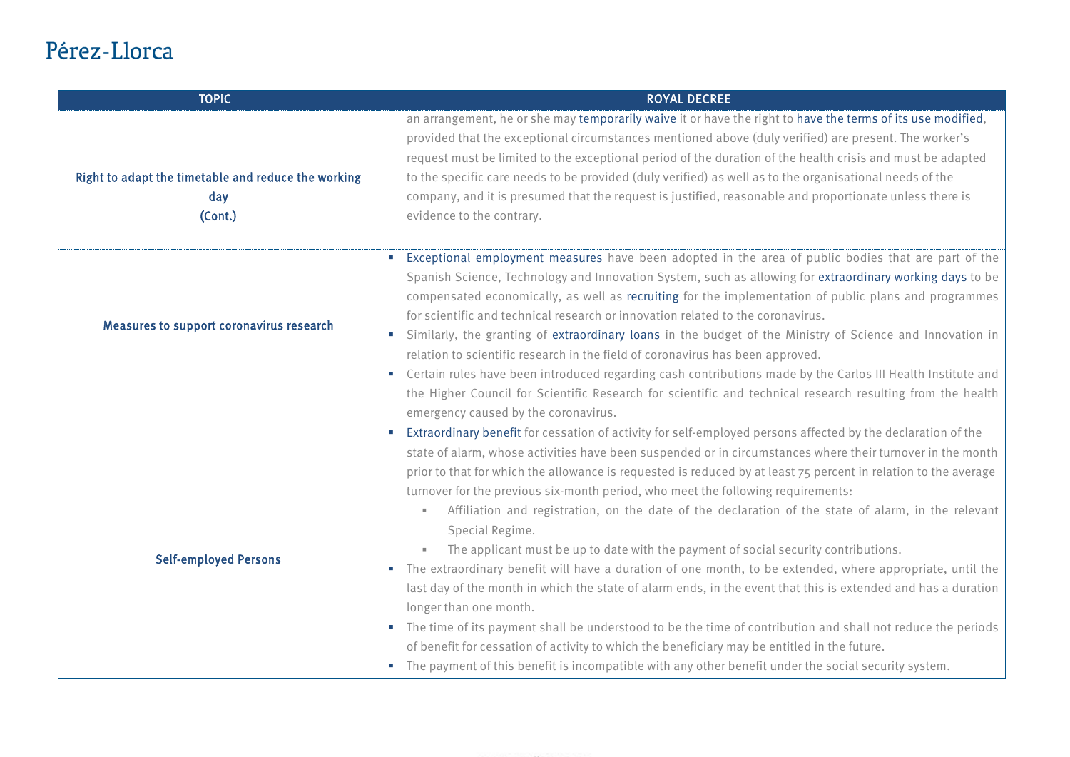| TOPIC | ROYAL DECREE |
|---|---|
| Right to adapt the timetable and reduce the working day (Cont.) | an arrangement, he or she may temporarily waive it or have the right to have the terms of its use modified, provided that the exceptional circumstances mentioned above (duly verified) are present. The worker's request must be limited to the exceptional period of the duration of the health crisis and must be adapted to the specific care needs to be provided (duly verified) as well as to the organisational needs of the company, and it is presumed that the request is justified, reasonable and proportionate unless there is evidence to the contrary. |
| Measures to support coronavirus research | ▪ Exceptional employment measures have been adopted in the area of public bodies that are part of the Spanish Science, Technology and Innovation System, such as allowing for extraordinary working days to be compensated economically, as well as recruiting for the implementation of public plans and programmes for scientific and technical research or innovation related to the coronavirus.<br>▪ Similarly, the granting of extraordinary loans in the budget of the Ministry of Science and Innovation in relation to scientific research in the field of coronavirus has been approved.<br>▪ Certain rules have been introduced regarding cash contributions made by the Carlos III Health Institute and the Higher Council for Scientific Research for scientific and technical research resulting from the health emergency caused by the coronavirus. |
| Self-employed Persons | ▪ Extraordinary benefit for cessation of activity for self-employed persons affected by the declaration of the state of alarm, whose activities have been suspended or in circumstances where their turnover in the month prior to that for which the allowance is requested is reduced by at least 75 percent in relation to the average turnover for the previous six-month period, who meet the following requirements:<br>&nbsp;&nbsp;&nbsp;&nbsp;▪ Affiliation and registration, on the date of the declaration of the state of alarm, in the relevant Special Regime.<br>&nbsp;&nbsp;&nbsp;&nbsp;▪ The applicant must be up to date with the payment of social security contributions.<br>▪ The extraordinary benefit will have a duration of one month, to be extended, where appropriate, until the last day of the month in which the state of alarm ends, in the event that this is extended and has a duration longer than one month.<br>▪ The time of its payment shall be understood to be the time of contribution and shall not reduce the periods of benefit for cessation of activity to which the beneficiary may be entitled in the future.<br>▪ The payment of this benefit is incompatible with any other benefit under the social security system. |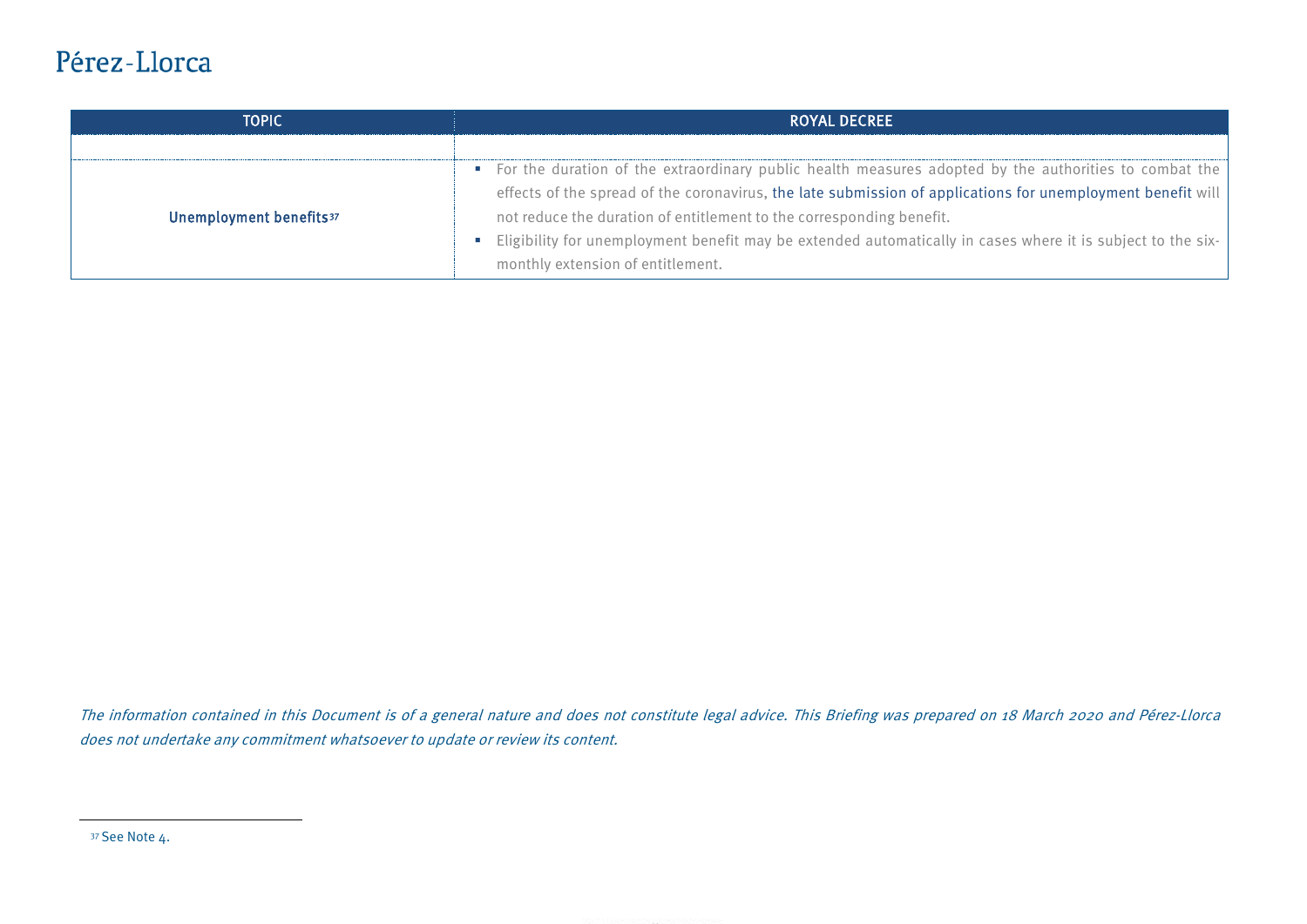| TOPIC | ROYAL DECREE |
|---|---|
| | |
| Unemployment benefits[37] | ▪ For the duration of the extraordinary public health measures adopted by the authorities to combat the effects of the spread of the coronavirus, the late submission of applications for unemployment benefit will not reduce the duration of entitlement to the corresponding benefit.<br>▪ Eligibility for unemployment benefit may be extended automatically in cases where it is subject to the six-monthly extension of entitlement. |

*The information contained in this Document is of a general nature and does not constitute legal advice. This Briefing was prepared on 18 March 2020 and Pérez-Llorca does not undertake any commitment whatsoever to update or review its content.*

[37] See Note 4.